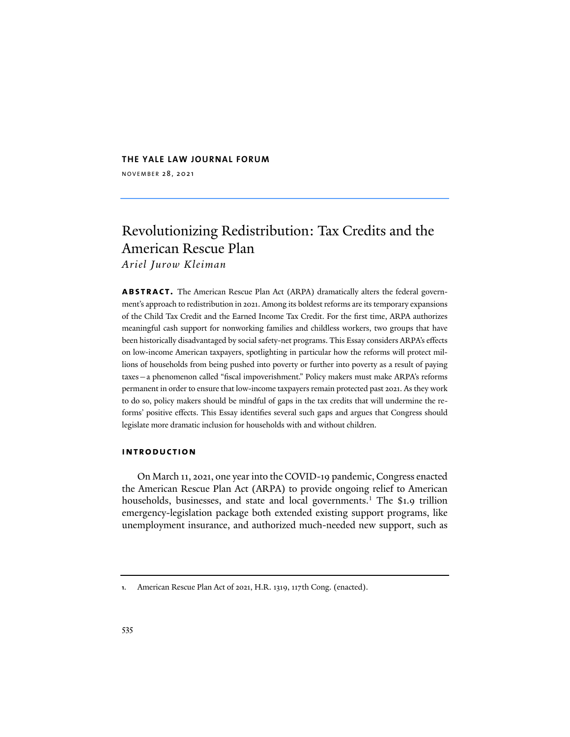**THE YALE LAW JOURNAL FORUM**

NOVEMBER 28, 2021

# Revolutionizing Redistribution: Tax Credits and the American Rescue Plan

*Ariel Jurow Kleiman*

**ABSTRACT.** The American Rescue Plan Act (ARPA) dramatically alters the federal government's approach to redistribution in 2021. Among its boldest reforms are its temporary expansions of the Child Tax Credit and the Earned Income Tax Credit. For the first time, ARPA authorizes meaningful cash support for nonworking families and childless workers, two groups that have been historically disadvantaged by social safety-net programs. This Essay considers ARPA's effects on low-income American taxpayers, spotlighting in particular how the reforms will protect millions of households from being pushed into poverty or further into poverty as a result of paying taxes—a phenomenon called "fiscal impoverishment." Policy makers must make ARPA's reforms permanent in order to ensure that low-income taxpayers remain protected past 2021. As they work to do so, policy makers should be mindful of gaps in the tax credits that will undermine the reforms' positive effects. This Essay identifies several such gaps and argues that Congress should legislate more dramatic inclusion for households with and without children.

## INTRODUCTION

On March 11, 2021, one year into the COVID-19 pandemic, Congress enacted the American Rescue Plan Act (ARPA) to provide ongoing relief to American households, businesses, and state and local governments.[1] The $1.9 trillion emergency-legislation package both extended existing support programs, like unemployment insurance, and authorized much-needed new support, such as

1. American Rescue Plan Act of 2021, H.R. 1319, 117th Cong. (enacted).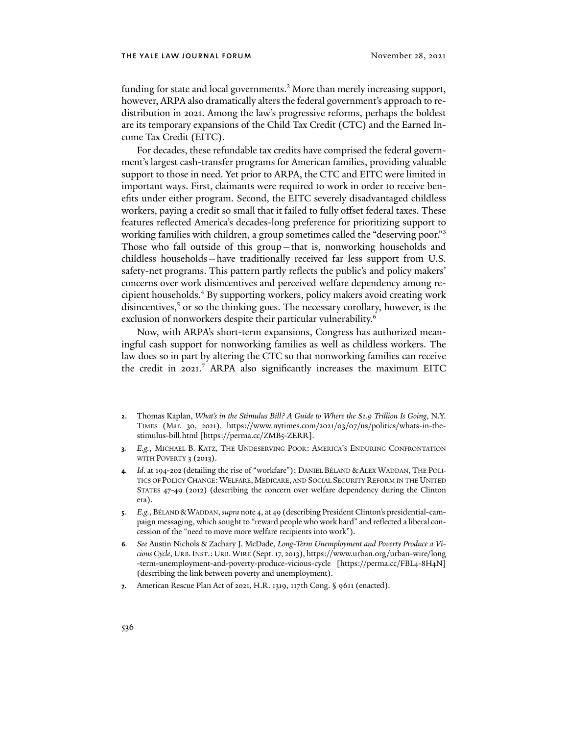funding for state and local governments.[2] More than merely increasing support, however, ARPA also dramatically alters the federal government's approach to redistribution in 2021. Among the law's progressive reforms, perhaps the boldest are its temporary expansions of the Child Tax Credit (CTC) and the Earned Income Tax Credit (EITC).

For decades, these refundable tax credits have comprised the federal government's largest cash-transfer programs for American families, providing valuable support to those in need. Yet prior to ARPA, the CTC and EITC were limited in important ways. First, claimants were required to work in order to receive benefits under either program. Second, the EITC severely disadvantaged childless workers, paying a credit so small that it failed to fully offset federal taxes. These features reflected America's decades-long preference for prioritizing support to working families with children, a group sometimes called the "deserving poor."[3] Those who fall outside of this group—that is, nonworking households and childless households—have traditionally received far less support from U.S. safety-net programs. This pattern partly reflects the public's and policy makers' concerns over work disincentives and perceived welfare dependency among recipient households.[4] By supporting workers, policy makers avoid creating work disincentives,[5] or so the thinking goes. The necessary corollary, however, is the exclusion of nonworkers despite their particular vulnerability.[6]

Now, with ARPA's short-term expansions, Congress has authorized meaningful cash support for nonworking families as well as childless workers. The law does so in part by altering the CTC so that nonworking families can receive the credit in 2021.[7] ARPA also significantly increases the maximum EITC

---

2. Thomas Kaplan, *What's in the Stimulus Bill? A Guide to Where the $1.9 Trillion Is Going*, N.Y. TIMES (Mar. 30, 2021), https://www.nytimes.com/2021/03/07/us/politics/whats-in-the-stimulus-bill.html [https://perma.cc/ZMB5-ZERR].

3. *E.g.*, MICHAEL B. KATZ, THE UNDESERVING POOR: AMERICA'S ENDURING CONFRONTATION WITH POVERTY 3 (2013).

4. *Id.* at 194-202 (detailing the rise of "workfare"); DANIEL BÉLAND & ALEX WADDAN, THE POLITICS OF POLICY CHANGE: WELFARE, MEDICARE, AND SOCIAL SECURITY REFORM IN THE UNITED STATES 47-49 (2012) (describing the concern over welfare dependency during the Clinton era).

5. *E.g.*, BÉLAND & WADDAN, *supra* note 4, at 49 (describing President Clinton's presidential-campaign messaging, which sought to "reward people who work hard" and reflected a liberal concession of the "need to move more welfare recipients into work").

6. *See* Austin Nichols & Zachary J. McDade, *Long-Term Unemployment and Poverty Produce a Vicious Cycle*, URB. INST.: URB. WIRE (Sept. 17, 2013), https://www.urban.org/urban-wire/long-term-unemployment-and-poverty-produce-vicious-cycle [https://perma.cc/FBL4-8H4N] (describing the link between poverty and unemployment).

7. American Rescue Plan Act of 2021, H.R. 1319, 117th Cong. § 9611 (enacted).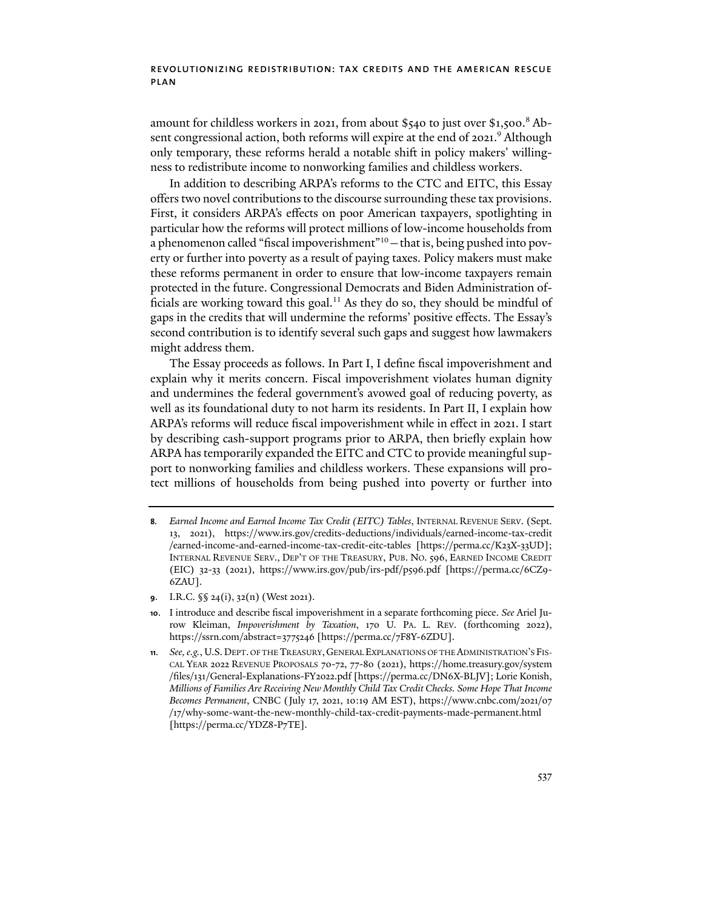amount for childless workers in 2021, from about $540 to just over $1,500.[8] Absent congressional action, both reforms will expire at the end of 2021.[9] Although only temporary, these reforms herald a notable shift in policy makers' willingness to redistribute income to nonworking families and childless workers.

In addition to describing ARPA's reforms to the CTC and EITC, this Essay offers two novel contributions to the discourse surrounding these tax provisions. First, it considers ARPA's effects on poor American taxpayers, spotlighting in particular how the reforms will protect millions of low-income households from a phenomenon called "fiscal impoverishment"[10] – that is, being pushed into poverty or further into poverty as a result of paying taxes. Policy makers must make these reforms permanent in order to ensure that low-income taxpayers remain protected in the future. Congressional Democrats and Biden Administration officials are working toward this goal.[11] As they do so, they should be mindful of gaps in the credits that will undermine the reforms' positive effects. The Essay's second contribution is to identify several such gaps and suggest how lawmakers might address them.

The Essay proceeds as follows. In Part I, I define fiscal impoverishment and explain why it merits concern. Fiscal impoverishment violates human dignity and undermines the federal government's avowed goal of reducing poverty, as well as its foundational duty to not harm its residents. In Part II, I explain how ARPA's reforms will reduce fiscal impoverishment while in effect in 2021. I start by describing cash-support programs prior to ARPA, then briefly explain how ARPA has temporarily expanded the EITC and CTC to provide meaningful support to nonworking families and childless workers. These expansions will protect millions of households from being pushed into poverty or further into

---

8. *Earned Income and Earned Income Tax Credit (EITC) Tables*, INTERNAL REVENUE SERV. (Sept. 13, 2021), https://www.irs.gov/credits-deductions/individuals/earned-income-tax-credit/earned-income-and-earned-income-tax-credit-eitc-tables [https://perma.cc/K23X-33UD]; INTERNAL REVENUE SERV., DEP'T OF THE TREASURY, PUB. NO. 596, EARNED INCOME CREDIT (EIC) 32-33 (2021), https://www.irs.gov/pub/irs-pdf/p596.pdf [https://perma.cc/6CZ9-6ZAU].

9. I.R.C. §§ 24(i), 32(n) (West 2021).

10. I introduce and describe fiscal impoverishment in a separate forthcoming piece. *See* Ariel Jurow Kleiman, *Impoverishment by Taxation*, 170 U. PA. L. REV. (forthcoming 2022), https://ssrn.com/abstract=3775246 [https://perma.cc/7F8Y-6ZDU].

11. *See, e.g.*, U.S. DEPT. OF THE TREASURY, GENERAL EXPLANATIONS OF THE ADMINISTRATION'S FISCAL YEAR 2022 REVENUE PROPOSALS 70-72, 77-80 (2021), https://home.treasury.gov/system/files/131/General-Explanations-FY2022.pdf [https://perma.cc/DN6X-BLJV]; Lorie Konish, *Millions of Families Are Receiving New Monthly Child Tax Credit Checks. Some Hope That Income Becomes Permanent*, CNBC (July 17, 2021, 10:19 AM EST), https://www.cnbc.com/2021/07/17/why-some-want-the-new-monthly-child-tax-credit-payments-made-permanent.html [https://perma.cc/YDZ8-P7TE].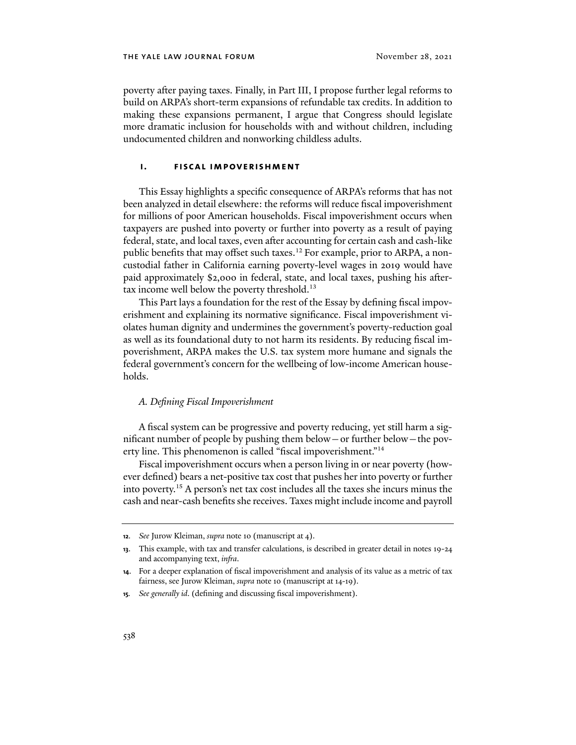poverty after paying taxes. Finally, in Part III, I propose further legal reforms to build on ARPA's short-term expansions of refundable tax credits. In addition to making these expansions permanent, I argue that Congress should legislate more dramatic inclusion for households with and without children, including undocumented children and nonworking childless adults.

## I. FISCAL IMPOVERISHMENT

This Essay highlights a specific consequence of ARPA's reforms that has not been analyzed in detail elsewhere: the reforms will reduce fiscal impoverishment for millions of poor American households. Fiscal impoverishment occurs when taxpayers are pushed into poverty or further into poverty as a result of paying federal, state, and local taxes, even after accounting for certain cash and cash-like public benefits that may offset such taxes.[12] For example, prior to ARPA, a noncustodial father in California earning poverty-level wages in 2019 would have paid approximately $2,000 in federal, state, and local taxes, pushing his after-tax income well below the poverty threshold.[13]

This Part lays a foundation for the rest of the Essay by defining fiscal impoverishment and explaining its normative significance. Fiscal impoverishment violates human dignity and undermines the government's poverty-reduction goal as well as its foundational duty to not harm its residents. By reducing fiscal impoverishment, ARPA makes the U.S. tax system more humane and signals the federal government's concern for the wellbeing of low-income American households.

### *A. Defining Fiscal Impoverishment*

A fiscal system can be progressive and poverty reducing, yet still harm a significant number of people by pushing them below—or further below—the poverty line. This phenomenon is called "fiscal impoverishment."[14]

Fiscal impoverishment occurs when a person living in or near poverty (however defined) bears a net-positive tax cost that pushes her into poverty or further into poverty.[15] A person's net tax cost includes all the taxes she incurs minus the cash and near-cash benefits she receives. Taxes might include income and payroll

---

12. *See* Jurow Kleiman, *supra* note 10 (manuscript at 4).

13. This example, with tax and transfer calculations, is described in greater detail in notes 19-24 and accompanying text, *infra*.

14. For a deeper explanation of fiscal impoverishment and analysis of its value as a metric of tax fairness, see Jurow Kleiman, *supra* note 10 (manuscript at 14-19).

15. *See generally id.* (defining and discussing fiscal impoverishment).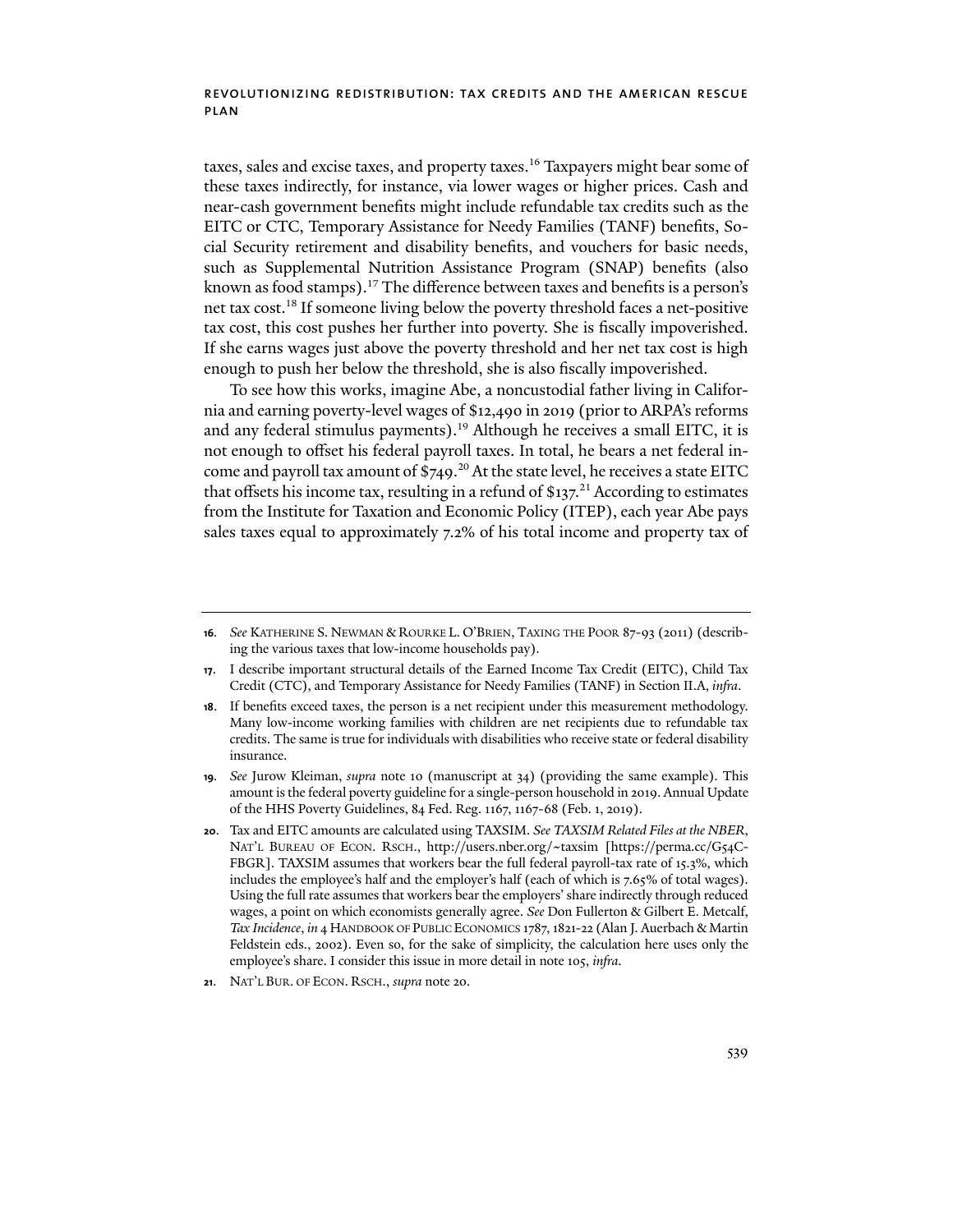taxes, sales and excise taxes, and property taxes.[16] Taxpayers might bear some of these taxes indirectly, for instance, via lower wages or higher prices. Cash and near-cash government benefits might include refundable tax credits such as the EITC or CTC, Temporary Assistance for Needy Families (TANF) benefits, Social Security retirement and disability benefits, and vouchers for basic needs, such as Supplemental Nutrition Assistance Program (SNAP) benefits (also known as food stamps).[17] The difference between taxes and benefits is a person's net tax cost.[18] If someone living below the poverty threshold faces a net-positive tax cost, this cost pushes her further into poverty. She is fiscally impoverished. If she earns wages just above the poverty threshold and her net tax cost is high enough to push her below the threshold, she is also fiscally impoverished.

To see how this works, imagine Abe, a noncustodial father living in California and earning poverty-level wages of $12,490 in 2019 (prior to ARPA's reforms and any federal stimulus payments).[19] Although he receives a small EITC, it is not enough to offset his federal payroll taxes. In total, he bears a net federal income and payroll tax amount of $749.[20] At the state level, he receives a state EITC that offsets his income tax, resulting in a refund of $137.[21] According to estimates from the Institute for Taxation and Economic Policy (ITEP), each year Abe pays sales taxes equal to approximately 7.2% of his total income and property tax of

---

16. *See* Katherine S. Newman & Rourke L. O'Brien, Taxing the Poor 87-93 (2011) (describing the various taxes that low-income households pay).

17. I describe important structural details of the Earned Income Tax Credit (EITC), Child Tax Credit (CTC), and Temporary Assistance for Needy Families (TANF) in Section II.A, *infra*.

18. If benefits exceed taxes, the person is a net recipient under this measurement methodology. Many low-income working families with children are net recipients due to refundable tax credits. The same is true for individuals with disabilities who receive state or federal disability insurance.

19. *See* Jurow Kleiman, *supra* note 10 (manuscript at 34) (providing the same example). This amount is the federal poverty guideline for a single-person household in 2019. Annual Update of the HHS Poverty Guidelines, 84 Fed. Reg. 1167, 1167-68 (Feb. 1, 2019).

20. Tax and EITC amounts are calculated using TAXSIM. *See TAXSIM Related Files at the NBER*, Nat'l Bureau of Econ. Rsch., http://users.nber.org/~taxsim [https://perma.cc/G54C-FBGR]. TAXSIM assumes that workers bear the full federal payroll-tax rate of 15.3%, which includes the employee's half and the employer's half (each of which is 7.65% of total wages). Using the full rate assumes that workers bear the employers' share indirectly through reduced wages, a point on which economists generally agree. *See* Don Fullerton & Gilbert E. Metcalf, *Tax Incidence*, *in* 4 Handbook of Public Economics 1787, 1821-22 (Alan J. Auerbach & Martin Feldstein eds., 2002). Even so, for the sake of simplicity, the calculation here uses only the employee's share. I consider this issue in more detail in note 105, *infra*.

21. Nat'l Bur. of Econ. Rsch., *supra* note 20.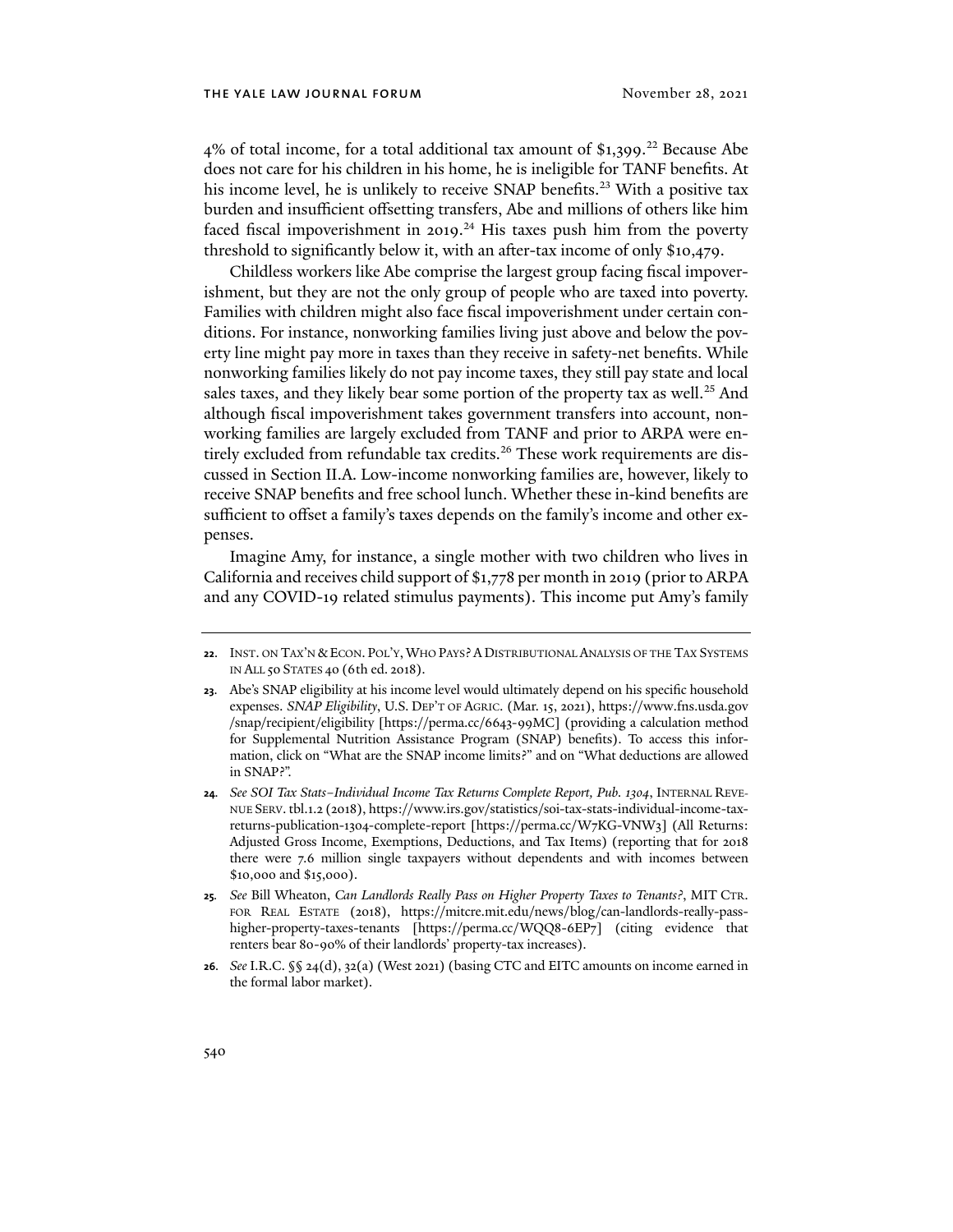4% of total income, for a total additional tax amount of $1,399.[22] Because Abe does not care for his children in his home, he is ineligible for TANF benefits. At his income level, he is unlikely to receive SNAP benefits.[23] With a positive tax burden and insufficient offsetting transfers, Abe and millions of others like him faced fiscal impoverishment in 2019.[24] His taxes push him from the poverty threshold to significantly below it, with an after-tax income of only $10,479.

Childless workers like Abe comprise the largest group facing fiscal impoverishment, but they are not the only group of people who are taxed into poverty. Families with children might also face fiscal impoverishment under certain conditions. For instance, nonworking families living just above and below the poverty line might pay more in taxes than they receive in safety-net benefits. While nonworking families likely do not pay income taxes, they still pay state and local sales taxes, and they likely bear some portion of the property tax as well.[25] And although fiscal impoverishment takes government transfers into account, nonworking families are largely excluded from TANF and prior to ARPA were entirely excluded from refundable tax credits.[26] These work requirements are discussed in Section II.A. Low-income nonworking families are, however, likely to receive SNAP benefits and free school lunch. Whether these in-kind benefits are sufficient to offset a family's taxes depends on the family's income and other expenses.

Imagine Amy, for instance, a single mother with two children who lives in California and receives child support of $1,778 per month in 2019 (prior to ARPA and any COVID-19 related stimulus payments). This income put Amy's family

---

22. Inst. on Tax'n & Econ. Pol'y, Who Pays? A Distributional Analysis of the Tax Systems in All 50 States 40 (6th ed. 2018).

23. Abe's SNAP eligibility at his income level would ultimately depend on his specific household expenses. *SNAP Eligibility*, U.S. Dep't of Agric. (Mar. 15, 2021), https://www.fns.usda.gov/snap/recipient/eligibility [https://perma.cc/6643-99MC] (providing a calculation method for Supplemental Nutrition Assistance Program (SNAP) benefits). To access this information, click on "What are the SNAP income limits?" and on "What deductions are allowed in SNAP?".

24. *See SOI Tax Stats–Individual Income Tax Returns Complete Report, Pub. 1304*, Internal Revenue Serv. tbl.1.2 (2018), https://www.irs.gov/statistics/soi-tax-stats-individual-income-tax-returns-publication-1304-complete-report [https://perma.cc/W7KG-VNW3] (All Returns: Adjusted Gross Income, Exemptions, Deductions, and Tax Items) (reporting that for 2018 there were 7.6 million single taxpayers without dependents and with incomes between $10,000 and $15,000).

25. *See* Bill Wheaton, *Can Landlords Really Pass on Higher Property Taxes to Tenants?*, MIT Ctr. for Real Estate (2018), https://mitcre.mit.edu/news/blog/can-landlords-really-pass-higher-property-taxes-tenants [https://perma.cc/WQQ8-6EP7] (citing evidence that renters bear 80-90% of their landlords' property-tax increases).

26. *See* I.R.C. §§ 24(d), 32(a) (West 2021) (basing CTC and EITC amounts on income earned in the formal labor market).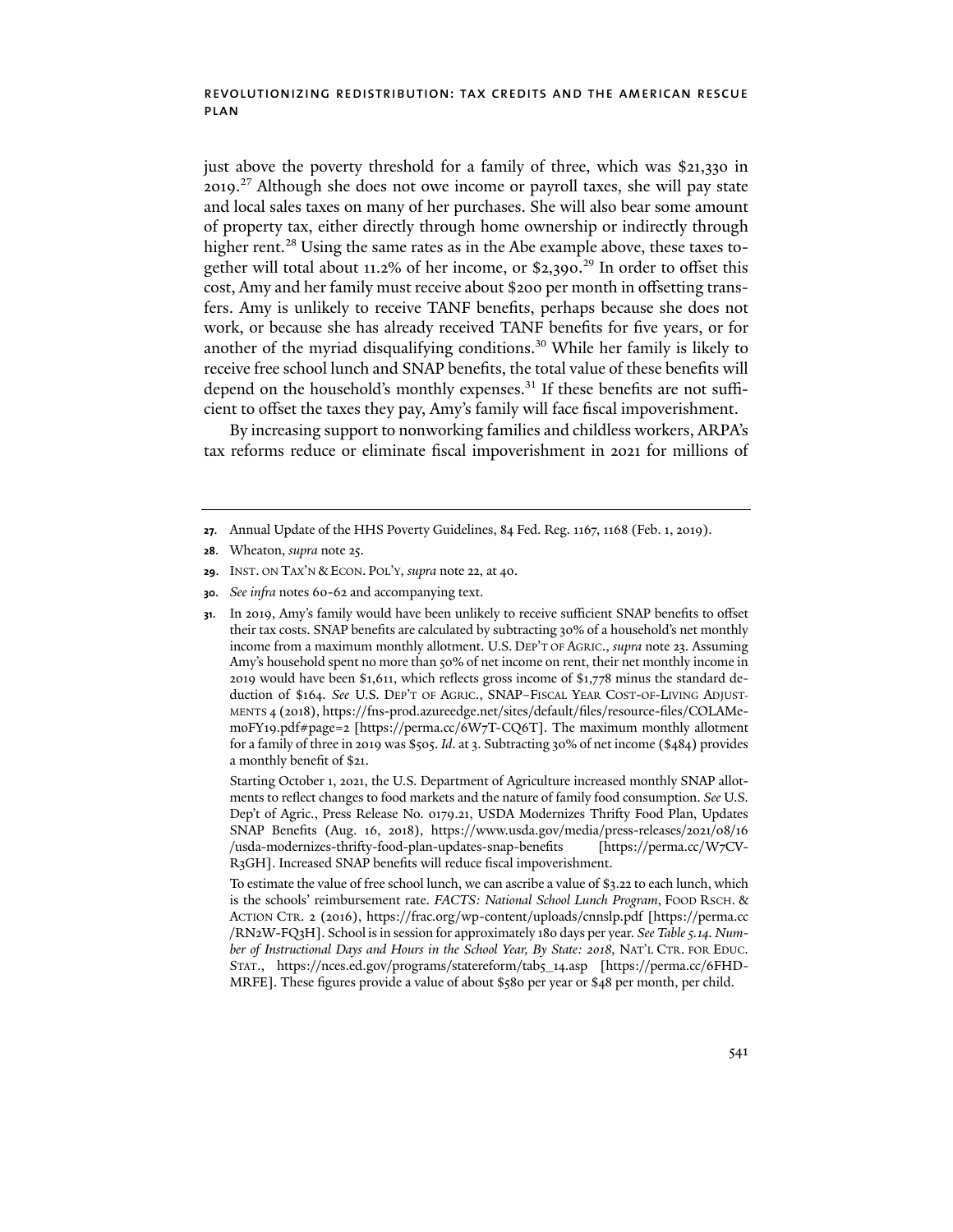just above the poverty threshold for a family of three, which was $21,330 in 2019.[27] Although she does not owe income or payroll taxes, she will pay state and local sales taxes on many of her purchases. She will also bear some amount of property tax, either directly through home ownership or indirectly through higher rent.[28] Using the same rates as in the Abe example above, these taxes together will total about 11.2% of her income, or $2,390.[29] In order to offset this cost, Amy and her family must receive about $200 per month in offsetting transfers. Amy is unlikely to receive TANF benefits, perhaps because she does not work, or because she has already received TANF benefits for five years, or for another of the myriad disqualifying conditions.[30] While her family is likely to receive free school lunch and SNAP benefits, the total value of these benefits will depend on the household's monthly expenses.[31] If these benefits are not sufficient to offset the taxes they pay, Amy's family will face fiscal impoverishment.

By increasing support to nonworking families and childless workers, ARPA's tax reforms reduce or eliminate fiscal impoverishment in 2021 for millions of

---

**27**. Annual Update of the HHS Poverty Guidelines, 84 Fed. Reg. 1167, 1168 (Feb. 1, 2019).

**28**. Wheaton, *supra* note 25.

**29**. INST. ON TAX'N & ECON. POL'Y, *supra* note 22, at 40.

**30**. *See infra* notes 60-62 and accompanying text.

**31**. In 2019, Amy's family would have been unlikely to receive sufficient SNAP benefits to offset their tax costs. SNAP benefits are calculated by subtracting 30% of a household's net monthly income from a maximum monthly allotment. U.S. DEP'T OF AGRIC., *supra* note 23. Assuming Amy's household spent no more than 50% of net income on rent, their net monthly income in 2019 would have been $1,611, which reflects gross income of $1,778 minus the standard deduction of $164. *See* U.S. DEP'T OF AGRIC., SNAP–FISCAL YEAR COST-OF-LIVING ADJUSTMENTS 4 (2018), https://fns-prod.azureedge.net/sites/default/files/resource-files/COLAMemoFY19.pdf#page=2 [https://perma.cc/6W7T-CQ6T]. The maximum monthly allotment for a family of three in 2019 was $505. *Id*. at 3. Subtracting 30% of net income ($484) provides a monthly benefit of $21.

Starting October 1, 2021, the U.S. Department of Agriculture increased monthly SNAP allotments to reflect changes to food markets and the nature of family food consumption. *See* U.S. Dep't of Agric., Press Release No. 0179.21, USDA Modernizes Thrifty Food Plan, Updates SNAP Benefits (Aug. 16, 2018), https://www.usda.gov/media/press-releases/2021/08/16/usda-modernizes-thrifty-food-plan-updates-snap-benefits [https://perma.cc/W7CV-R3GH]. Increased SNAP benefits will reduce fiscal impoverishment.

To estimate the value of free school lunch, we can ascribe a value of $3.22 to each lunch, which is the schools' reimbursement rate. *FACTS: National School Lunch Program*, FOOD RSCH. & ACTION CTR. 2 (2016), https://frac.org/wp-content/uploads/cnnslp.pdf [https://perma.cc/RN2W-FQ3H]. School is in session for approximately 180 days per year. *See Table 5.14. Number of Instructional Days and Hours in the School Year, By State: 2018*, NAT'L CTR. FOR EDUC. STAT., https://nces.ed.gov/programs/statereform/tab5_14.asp [https://perma.cc/6FHD-MRFE]. These figures provide a value of about $580 per year or $48 per month, per child.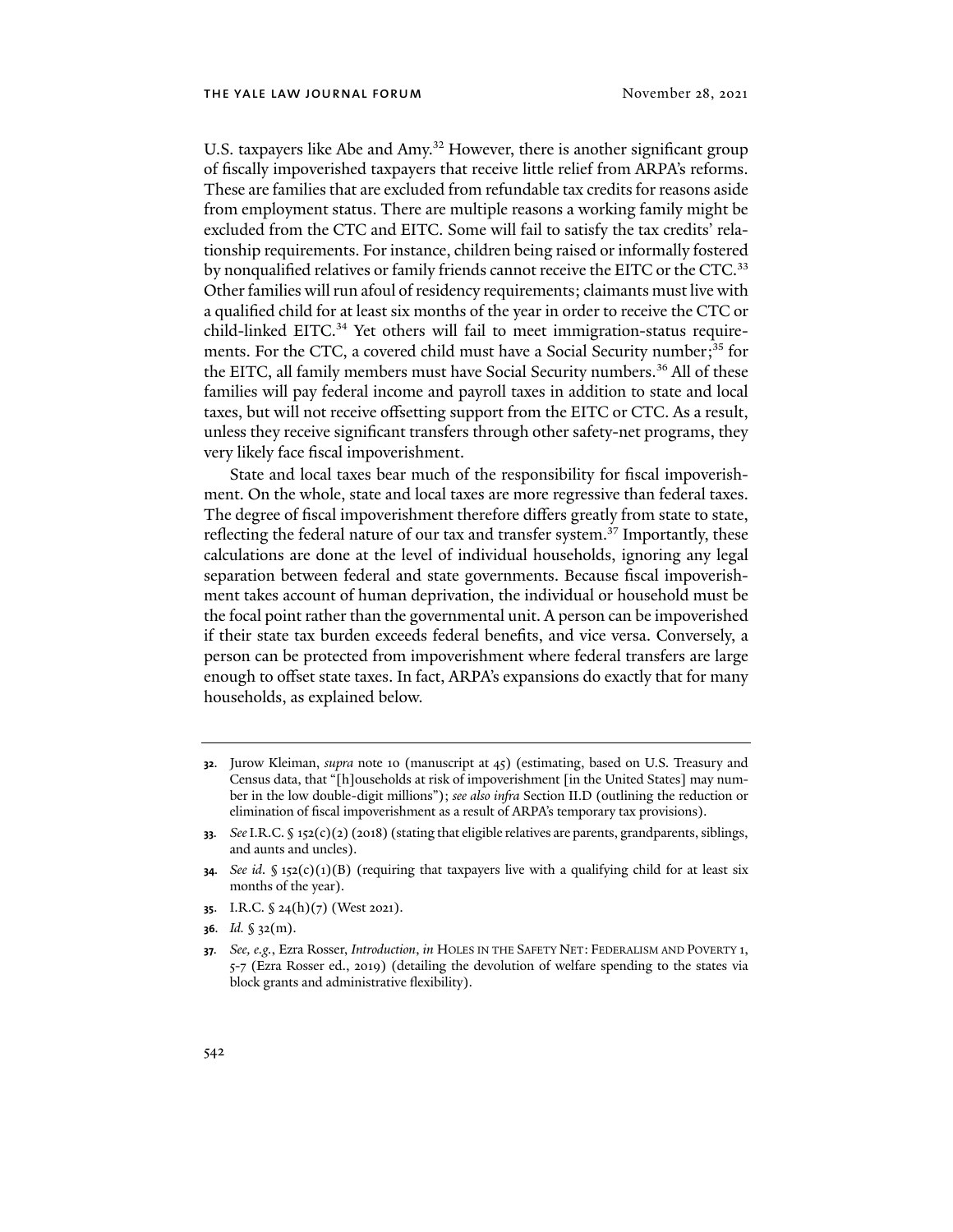U.S. taxpayers like Abe and Amy.[32] However, there is another significant group of fiscally impoverished taxpayers that receive little relief from ARPA's reforms. These are families that are excluded from refundable tax credits for reasons aside from employment status. There are multiple reasons a working family might be excluded from the CTC and EITC. Some will fail to satisfy the tax credits' relationship requirements. For instance, children being raised or informally fostered by nonqualified relatives or family friends cannot receive the EITC or the CTC.[33] Other families will run afoul of residency requirements; claimants must live with a qualified child for at least six months of the year in order to receive the CTC or child-linked EITC.[34] Yet others will fail to meet immigration-status requirements. For the CTC, a covered child must have a Social Security number;[35] for the EITC, all family members must have Social Security numbers.[36] All of these families will pay federal income and payroll taxes in addition to state and local taxes, but will not receive offsetting support from the EITC or CTC. As a result, unless they receive significant transfers through other safety-net programs, they very likely face fiscal impoverishment.

State and local taxes bear much of the responsibility for fiscal impoverishment. On the whole, state and local taxes are more regressive than federal taxes. The degree of fiscal impoverishment therefore differs greatly from state to state, reflecting the federal nature of our tax and transfer system.[37] Importantly, these calculations are done at the level of individual households, ignoring any legal separation between federal and state governments. Because fiscal impoverishment takes account of human deprivation, the individual or household must be the focal point rather than the governmental unit. A person can be impoverished if their state tax burden exceeds federal benefits, and vice versa. Conversely, a person can be protected from impoverishment where federal transfers are large enough to offset state taxes. In fact, ARPA's expansions do exactly that for many households, as explained below.

---

**32.** Jurow Kleiman, *supra* note 10 (manuscript at 45) (estimating, based on U.S. Treasury and Census data, that "[h]ouseholds at risk of impoverishment [in the United States] may number in the low double-digit millions"); *see also infra* Section II.D (outlining the reduction or elimination of fiscal impoverishment as a result of ARPA's temporary tax provisions).

**33.** *See* I.R.C. § 152(c)(2) (2018) (stating that eligible relatives are parents, grandparents, siblings, and aunts and uncles).

**34.** *See id.* § 152(c)(1)(B) (requiring that taxpayers live with a qualifying child for at least six months of the year).

**35.** I.R.C. § 24(h)(7) (West 2021).

**36.** *Id.* § 32(m).

**37.** *See, e.g.*, Ezra Rosser, *Introduction*, *in* HOLES IN THE SAFETY NET: FEDERALISM AND POVERTY 1, 5-7 (Ezra Rosser ed., 2019) (detailing the devolution of welfare spending to the states via block grants and administrative flexibility).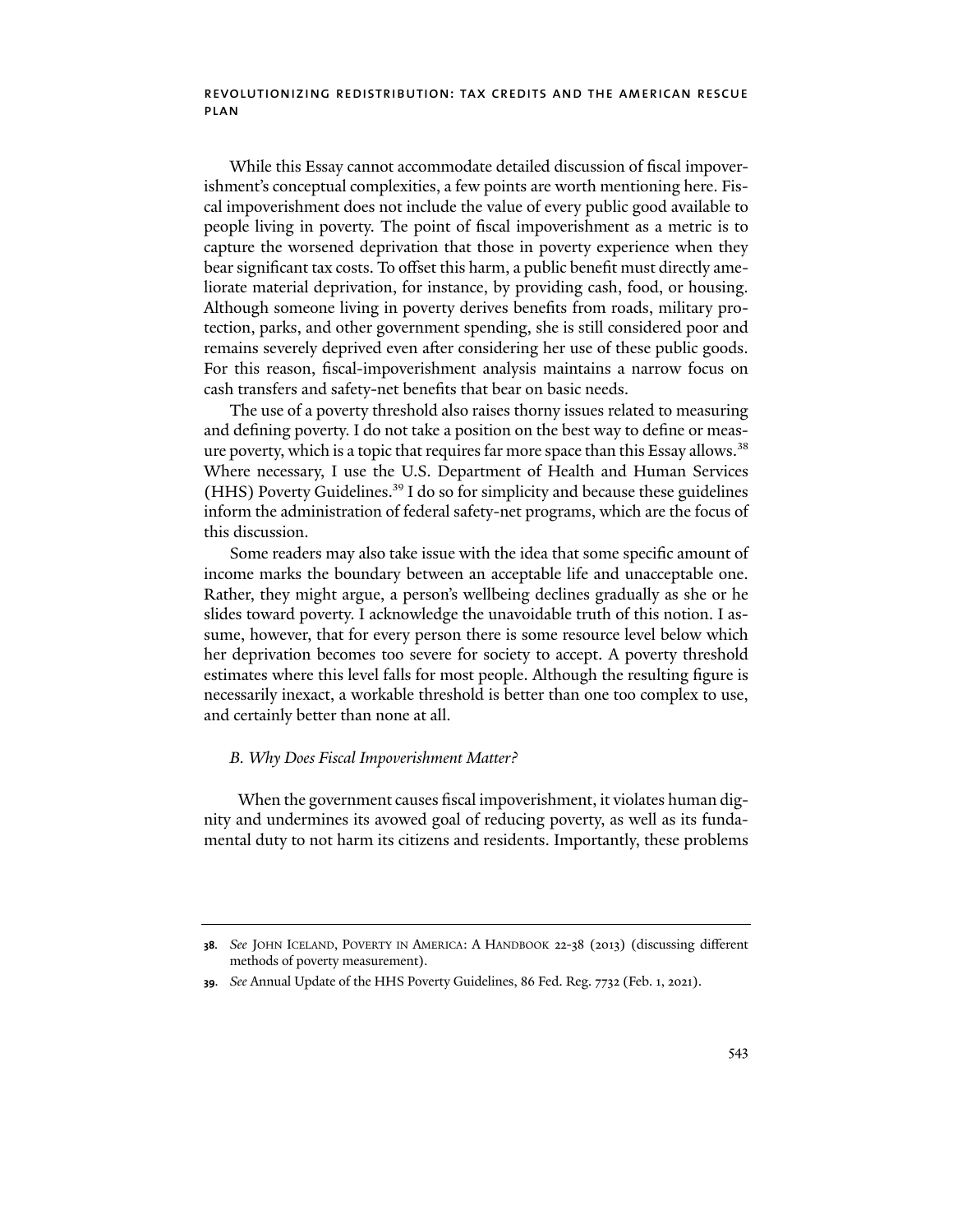While this Essay cannot accommodate detailed discussion of fiscal impoverishment's conceptual complexities, a few points are worth mentioning here. Fiscal impoverishment does not include the value of every public good available to people living in poverty. The point of fiscal impoverishment as a metric is to capture the worsened deprivation that those in poverty experience when they bear significant tax costs. To offset this harm, a public benefit must directly ameliorate material deprivation, for instance, by providing cash, food, or housing. Although someone living in poverty derives benefits from roads, military protection, parks, and other government spending, she is still considered poor and remains severely deprived even after considering her use of these public goods. For this reason, fiscal-impoverishment analysis maintains a narrow focus on cash transfers and safety-net benefits that bear on basic needs.

The use of a poverty threshold also raises thorny issues related to measuring and defining poverty. I do not take a position on the best way to define or measure poverty, which is a topic that requires far more space than this Essay allows.[38] Where necessary, I use the U.S. Department of Health and Human Services (HHS) Poverty Guidelines.[39] I do so for simplicity and because these guidelines inform the administration of federal safety-net programs, which are the focus of this discussion.

Some readers may also take issue with the idea that some specific amount of income marks the boundary between an acceptable life and unacceptable one. Rather, they might argue, a person's wellbeing declines gradually as she or he slides toward poverty. I acknowledge the unavoidable truth of this notion. I assume, however, that for every person there is some resource level below which her deprivation becomes too severe for society to accept. A poverty threshold estimates where this level falls for most people. Although the resulting figure is necessarily inexact, a workable threshold is better than one too complex to use, and certainly better than none at all.

### *B. Why Does Fiscal Impoverishment Matter?*

When the government causes fiscal impoverishment, it violates human dignity and undermines its avowed goal of reducing poverty, as well as its fundamental duty to not harm its citizens and residents. Importantly, these problems

---

**38.** *See* JOHN ICELAND, POVERTY IN AMERICA: A HANDBOOK 22-38 (2013) (discussing different methods of poverty measurement).

**39.** *See* Annual Update of the HHS Poverty Guidelines, 86 Fed. Reg. 7732 (Feb. 1, 2021).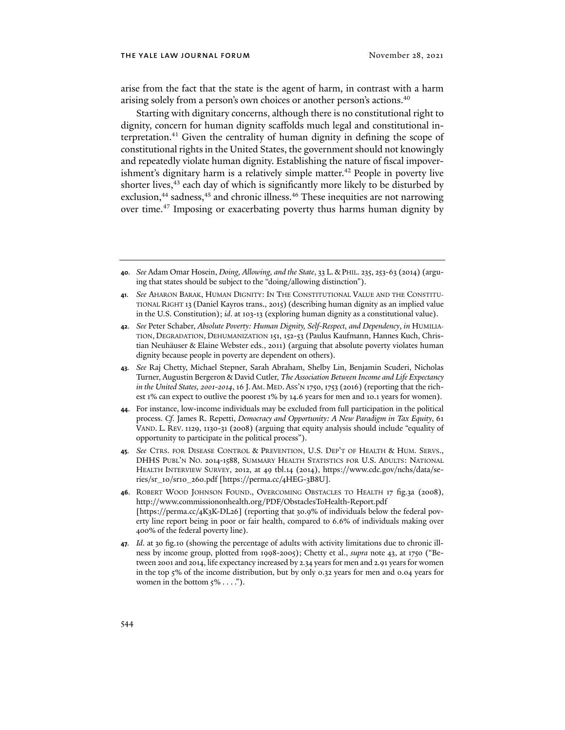arise from the fact that the state is the agent of harm, in contrast with a harm arising solely from a person's own choices or another person's actions.[40]

Starting with dignitary concerns, although there is no constitutional right to dignity, concern for human dignity scaffolds much legal and constitutional interpretation.[41] Given the centrality of human dignity in defining the scope of constitutional rights in the United States, the government should not knowingly and repeatedly violate human dignity. Establishing the nature of fiscal impoverishment's dignitary harm is a relatively simple matter.[42] People in poverty live shorter lives,[43] each day of which is significantly more likely to be disturbed by exclusion,[44] sadness,[45] and chronic illness.[46] These inequities are not narrowing over time.[47] Imposing or exacerbating poverty thus harms human dignity by

---

**40.** *See* Adam Omar Hosein, *Doing, Allowing, and the State*, 33 L. & PHIL. 235, 253-63 (2014) (arguing that states should be subject to the "doing/allowing distinction").

**41.** *See* AHARON BARAK, HUMAN DIGNITY: IN THE CONSTITUTIONAL VALUE AND THE CONSTITUTIONAL RIGHT 13 (Daniel Kayros trans., 2015) (describing human dignity as an implied value in the U.S. Constitution); *id*. at 103-13 (exploring human dignity as a constitutional value).

**42.** *See* Peter Schaber, *Absolute Poverty: Human Dignity, Self-Respect, and Dependency*, *in* HUMILIATION, DEGRADATION, DEHUMANIZATION 151, 152-53 (Paulus Kaufmann, Hannes Kuch, Christian Neuhäuser & Elaine Webster eds., 2011) (arguing that absolute poverty violates human dignity because people in poverty are dependent on others).

**43.** *See* Raj Chetty, Michael Stepner, Sarah Abraham, Shelby Lin, Benjamin Scuderi, Nicholas Turner, Augustin Bergeron & David Cutler, *The Association Between Income and Life Expectancy in the United States, 2001-2014*, 16 J. AM. MED. ASS'N 1750, 1753 (2016) (reporting that the richest 1% can expect to outlive the poorest 1% by 14.6 years for men and 10.1 years for women).

**44.** For instance, low-income individuals may be excluded from full participation in the political process. *Cf.* James R. Repetti, *Democracy and Opportunity: A New Paradigm in Tax Equity*, 61 VAND. L. REV. 1129, 1130-31 (2008) (arguing that equity analysis should include "equality of opportunity to participate in the political process").

**45.** *See* CTRS. FOR DISEASE CONTROL & PREVENTION, U.S. DEP'T OF HEALTH & HUM. SERVS., DHHS PUBL'N NO. 2014-1588, SUMMARY HEALTH STATISTICS FOR U.S. ADULTS: NATIONAL HEALTH INTERVIEW SURVEY, 2012, at 49 tbl.14 (2014), https://www.cdc.gov/nchs/data/series/sr_10/sr10_260.pdf [https://perma.cc/4HEG-3B8U].

**46.** ROBERT WOOD JOHNSON FOUND., OVERCOMING OBSTACLES TO HEALTH 17 fig.3a (2008), http://www.commissiononhealth.org/PDF/ObstaclesToHealth-Report.pdf [https://perma.cc/4K3K-DL26] (reporting that 30.9% of individuals below the federal poverty line report being in poor or fair health, compared to 6.6% of individuals making over 400% of the federal poverty line).

**47.** *Id*. at 30 fig.10 (showing the percentage of adults with activity limitations due to chronic illness by income group, plotted from 1998-2005); Chetty et al., *supra* note 43, at 1750 ("Between 2001 and 2014, life expectancy increased by 2.34 years for men and 2.91 years for women in the top 5% of the income distribution, but by only 0.32 years for men and 0.04 years for women in the bottom 5% . . . .").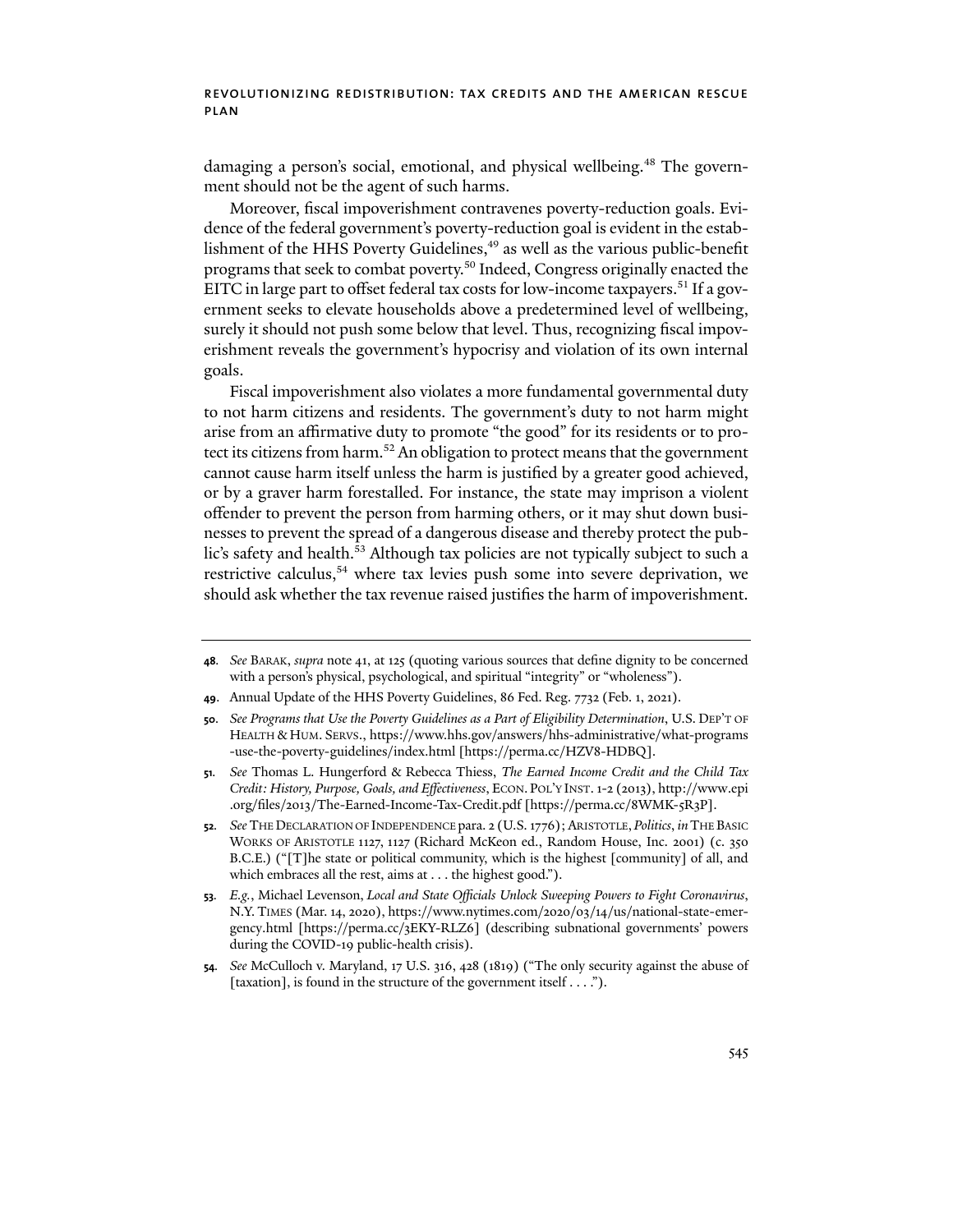damaging a person's social, emotional, and physical wellbeing.[48] The government should not be the agent of such harms.

Moreover, fiscal impoverishment contravenes poverty-reduction goals. Evidence of the federal government's poverty-reduction goal is evident in the establishment of the HHS Poverty Guidelines,[49] as well as the various public-benefit programs that seek to combat poverty.[50] Indeed, Congress originally enacted the EITC in large part to offset federal tax costs for low-income taxpayers.[51] If a government seeks to elevate households above a predetermined level of wellbeing, surely it should not push some below that level. Thus, recognizing fiscal impoverishment reveals the government's hypocrisy and violation of its own internal goals.

Fiscal impoverishment also violates a more fundamental governmental duty to not harm citizens and residents. The government's duty to not harm might arise from an affirmative duty to promote "the good" for its residents or to protect its citizens from harm.[52] An obligation to protect means that the government cannot cause harm itself unless the harm is justified by a greater good achieved, or by a graver harm forestalled. For instance, the state may imprison a violent offender to prevent the person from harming others, or it may shut down businesses to prevent the spread of a dangerous disease and thereby protect the public's safety and health.[53] Although tax policies are not typically subject to such a restrictive calculus,[54] where tax levies push some into severe deprivation, we should ask whether the tax revenue raised justifies the harm of impoverishment.

---

**48.** *See* Barak, *supra* note 41, at 125 (quoting various sources that define dignity to be concerned with a person's physical, psychological, and spiritual "integrity" or "wholeness").

**49.** Annual Update of the HHS Poverty Guidelines, 86 Fed. Reg. 7732 (Feb. 1, 2021).

**50.** *See Programs that Use the Poverty Guidelines as a Part of Eligibility Determination*, U.S. Dep't of Health & Hum. Servs., https://www.hhs.gov/answers/hhs-administrative/what-programs-use-the-poverty-guidelines/index.html [https://perma.cc/HZV8-HDBQ].

**51.** *See* Thomas L. Hungerford & Rebecca Thiess, *The Earned Income Credit and the Child Tax Credit: History, Purpose, Goals, and Effectiveness*, Econ. Pol'y Inst. 1-2 (2013), http://www.epi.org/files/2013/The-Earned-Income-Tax-Credit.pdf [https://perma.cc/8WMK-5R3P].

**52.** *See* The Declaration of Independence para. 2 (U.S. 1776); Aristotle, *Politics*, *in* The Basic Works of Aristotle 1127, 1127 (Richard McKeon ed., Random House, Inc. 2001) (c. 350 B.C.E.) ("[T]he state or political community, which is the highest [community] of all, and which embraces all the rest, aims at . . . the highest good.").

**53.** *E.g.*, Michael Levenson, *Local and State Officials Unlock Sweeping Powers to Fight Coronavirus*, N.Y. Times (Mar. 14, 2020), https://www.nytimes.com/2020/03/14/us/national-state-emergency.html [https://perma.cc/3EKY-RLZ6] (describing subnational governments' powers during the COVID-19 public-health crisis).

**54.** *See* McCulloch v. Maryland, 17 U.S. 316, 428 (1819) ("The only security against the abuse of [taxation], is found in the structure of the government itself . . . .").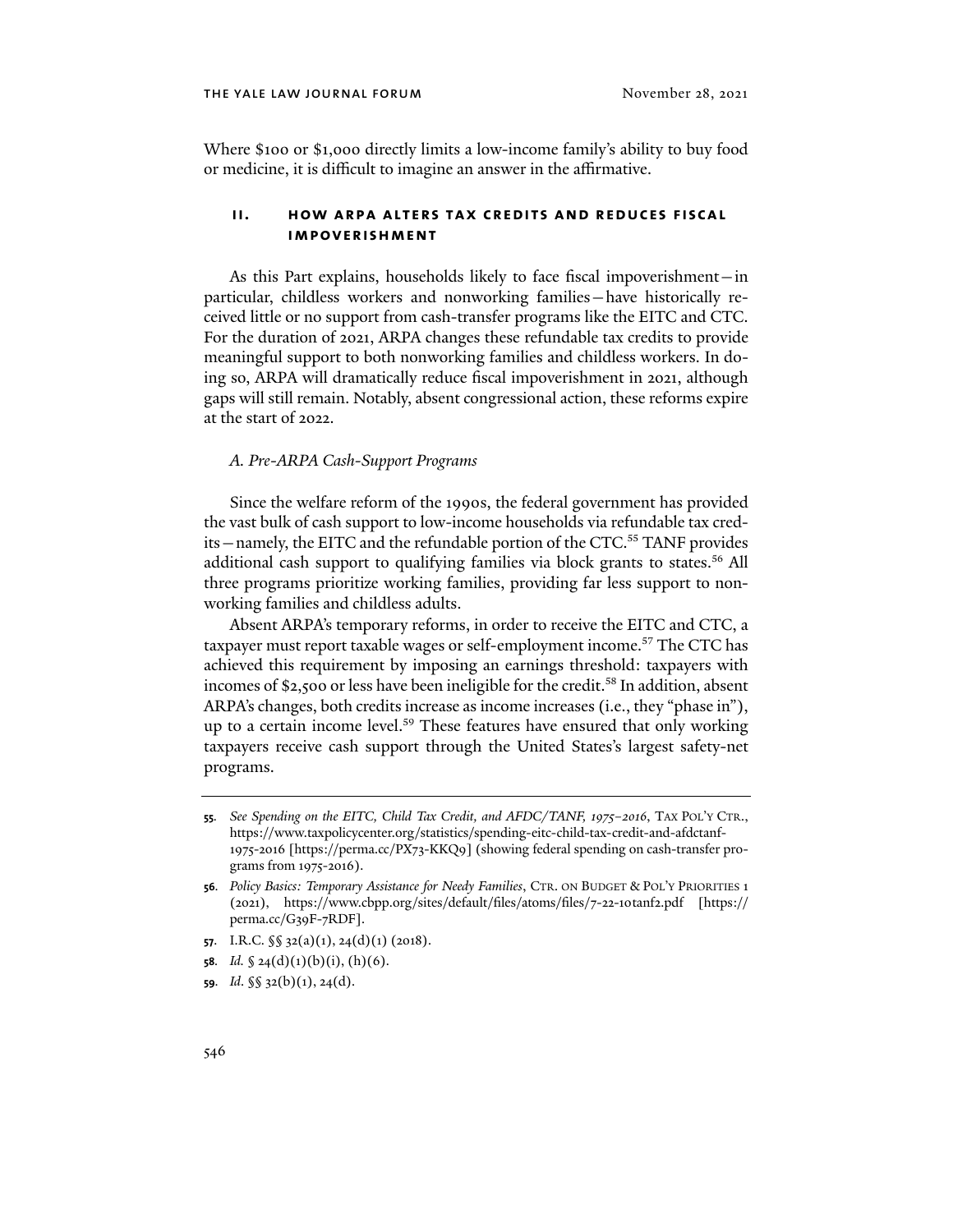Where $100 or $1,000 directly limits a low-income family's ability to buy food or medicine, it is difficult to imagine an answer in the affirmative.

## II. HOW ARPA ALTERS TAX CREDITS AND REDUCES FISCAL IMPOVERISHMENT

As this Part explains, households likely to face fiscal impoverishment—in particular, childless workers and nonworking families—have historically received little or no support from cash-transfer programs like the EITC and CTC. For the duration of 2021, ARPA changes these refundable tax credits to provide meaningful support to both nonworking families and childless workers. In doing so, ARPA will dramatically reduce fiscal impoverishment in 2021, although gaps will still remain. Notably, absent congressional action, these reforms expire at the start of 2022.

### *A. Pre-ARPA Cash-Support Programs*

Since the welfare reform of the 1990s, the federal government has provided the vast bulk of cash support to low-income households via refundable tax credits—namely, the EITC and the refundable portion of the CTC.[55] TANF provides additional cash support to qualifying families via block grants to states.[56] All three programs prioritize working families, providing far less support to nonworking families and childless adults.

Absent ARPA's temporary reforms, in order to receive the EITC and CTC, a taxpayer must report taxable wages or self-employment income.[57] The CTC has achieved this requirement by imposing an earnings threshold: taxpayers with incomes of $2,500 or less have been ineligible for the credit.[58] In addition, absent ARPA's changes, both credits increase as income increases (i.e., they "phase in"), up to a certain income level.[59] These features have ensured that only working taxpayers receive cash support through the United States's largest safety-net programs.

---

**55.** *See Spending on the EITC, Child Tax Credit, and AFDC/TANF, 1975–2016*, TAX POL'Y CTR., https://www.taxpolicycenter.org/statistics/spending-eitc-child-tax-credit-and-afdctanf-1975-2016 [https://perma.cc/PX73-KKQ9] (showing federal spending on cash-transfer programs from 1975-2016).

**56.** *Policy Basics: Temporary Assistance for Needy Families*, CTR. ON BUDGET & POL'Y PRIORITIES 1 (2021), https://www.cbpp.org/sites/default/files/atoms/files/7-22-10tanf2.pdf [https://perma.cc/G39F-7RDF].

**57.** I.R.C. §§ 32(a)(1), 24(d)(1) (2018).

**58.** *Id.* § 24(d)(1)(b)(i), (h)(6).

**59.** *Id.* §§ 32(b)(1), 24(d).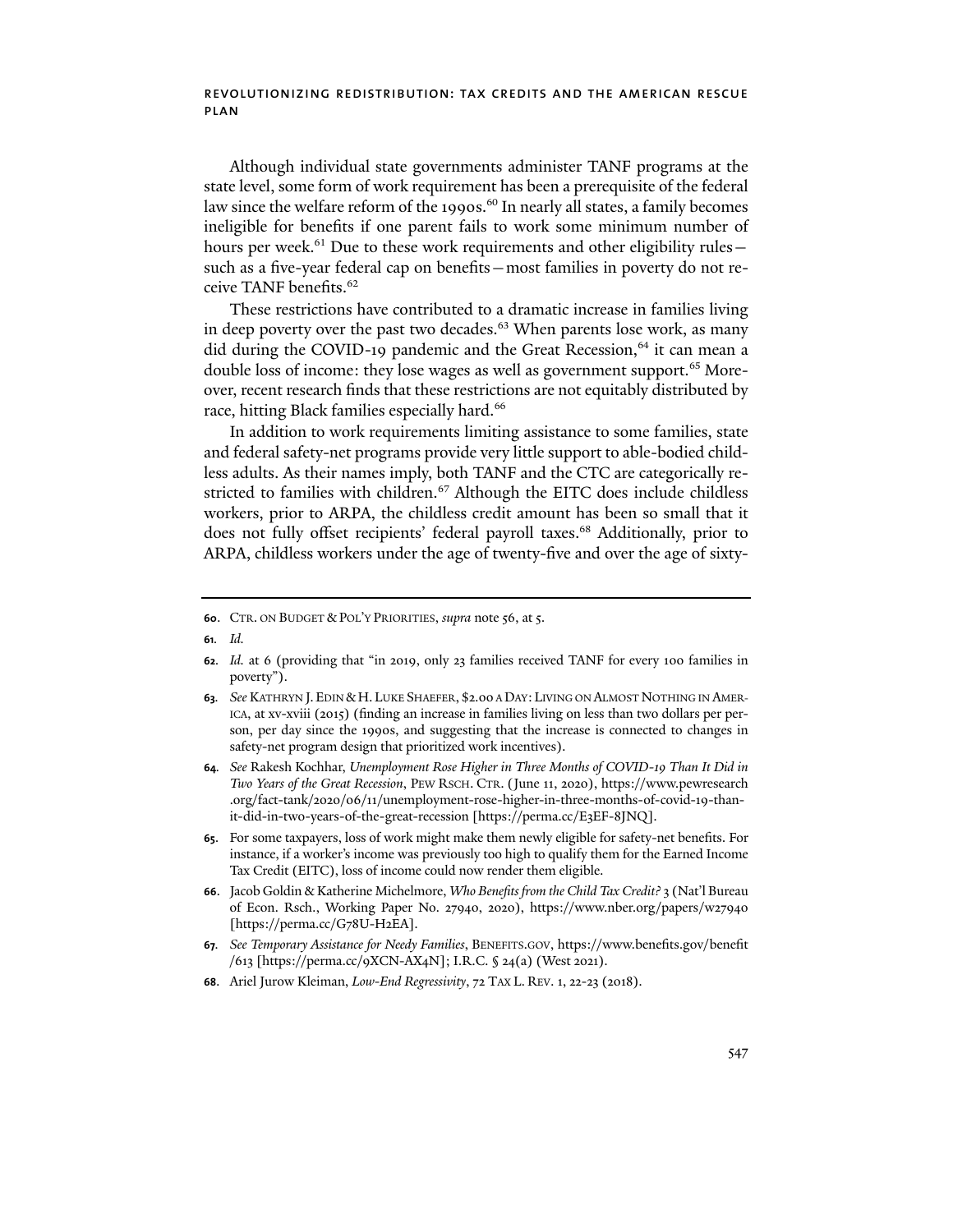Although individual state governments administer TANF programs at the state level, some form of work requirement has been a prerequisite of the federal law since the welfare reform of the 1990s.[60] In nearly all states, a family becomes ineligible for benefits if one parent fails to work some minimum number of hours per week.[61] Due to these work requirements and other eligibility rules—such as a five-year federal cap on benefits—most families in poverty do not receive TANF benefits.[62]

These restrictions have contributed to a dramatic increase in families living in deep poverty over the past two decades.[63] When parents lose work, as many did during the COVID-19 pandemic and the Great Recession,[64] it can mean a double loss of income: they lose wages as well as government support.[65] Moreover, recent research finds that these restrictions are not equitably distributed by race, hitting Black families especially hard.[66]

In addition to work requirements limiting assistance to some families, state and federal safety-net programs provide very little support to able-bodied childless adults. As their names imply, both TANF and the CTC are categorically restricted to families with children.[67] Although the EITC does include childless workers, prior to ARPA, the childless credit amount has been so small that it does not fully offset recipients' federal payroll taxes.[68] Additionally, prior to ARPA, childless workers under the age of twenty-five and over the age of sixty-

---

60. CTR. ON BUDGET & POL'Y PRIORITIES, *supra* note 56, at 5.

61. *Id.*

62. *Id.* at 6 (providing that "in 2019, only 23 families received TANF for every 100 families in poverty").

63. *See* KATHRYN J. EDIN & H. LUKE SHAEFER, $2.00 A DAY: LIVING ON ALMOST NOTHING IN AMERICA, at xv-xviii (2015) (finding an increase in families living on less than two dollars per person, per day since the 1990s, and suggesting that the increase is connected to changes in safety-net program design that prioritized work incentives).

64. *See* Rakesh Kochhar, *Unemployment Rose Higher in Three Months of COVID-19 Than It Did in Two Years of the Great Recession*, PEW RSCH. CTR. (June 11, 2020), https://www.pewresearch.org/fact-tank/2020/06/11/unemployment-rose-higher-in-three-months-of-covid-19-than-it-did-in-two-years-of-the-great-recession [https://perma.cc/E3EF-8JNQ].

65. For some taxpayers, loss of work might make them newly eligible for safety-net benefits. For instance, if a worker's income was previously too high to qualify them for the Earned Income Tax Credit (EITC), loss of income could now render them eligible.

66. Jacob Goldin & Katherine Michelmore, *Who Benefits from the Child Tax Credit?* 3 (Nat'l Bureau of Econ. Rsch., Working Paper No. 27940, 2020), https://www.nber.org/papers/w27940 [https://perma.cc/G78U-H2EA].

67. *See Temporary Assistance for Needy Families*, BENEFITS.GOV, https://www.benefits.gov/benefit/613 [https://perma.cc/9XCN-AX4N]; I.R.C. § 24(a) (West 2021).

68. Ariel Jurow Kleiman, *Low-End Regressivity*, 72 TAX L. REV. 1, 22-23 (2018).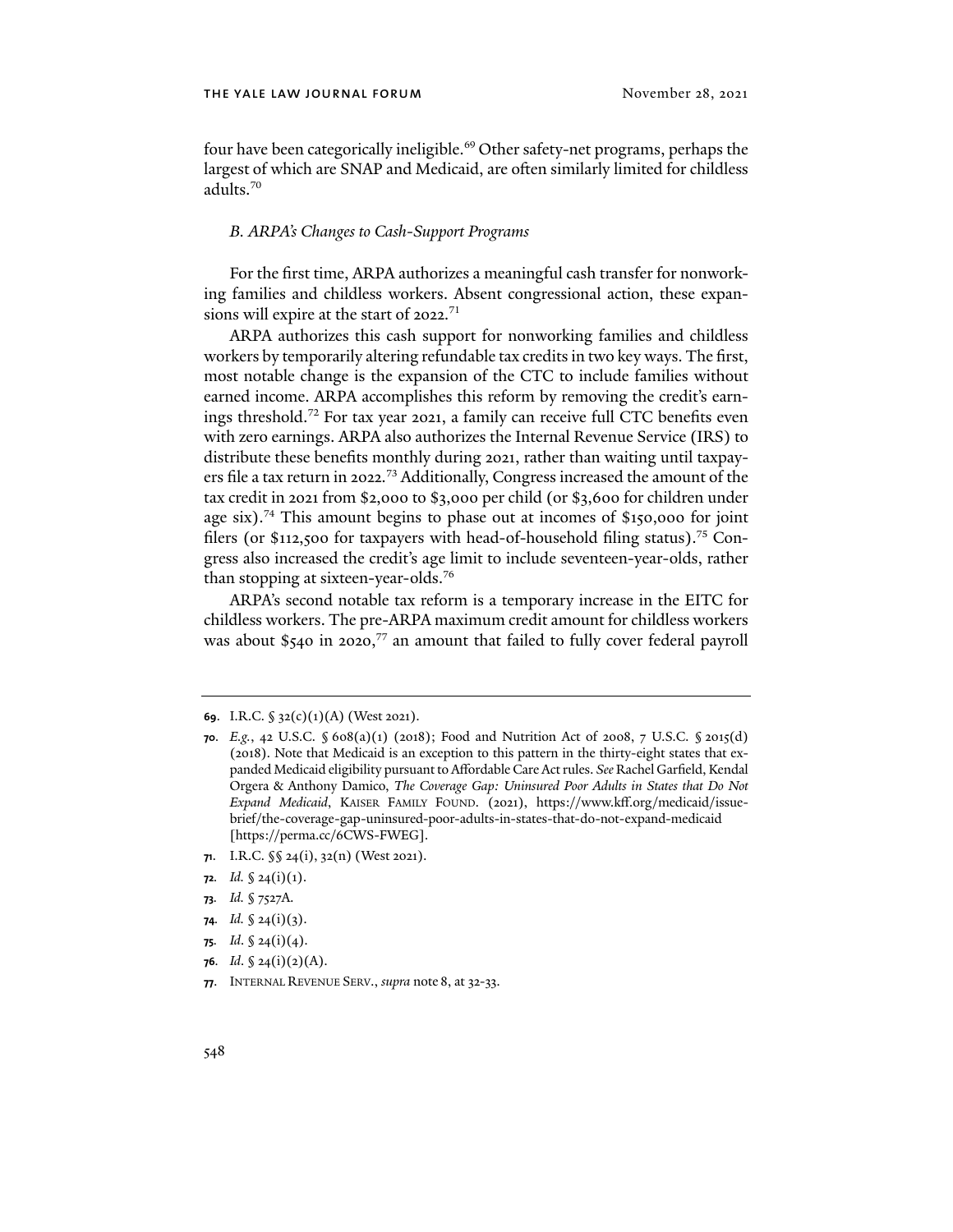four have been categorically ineligible.[69] Other safety-net programs, perhaps the largest of which are SNAP and Medicaid, are often similarly limited for childless adults.[70]

### *B. ARPA's Changes to Cash-Support Programs*

For the first time, ARPA authorizes a meaningful cash transfer for nonworking families and childless workers. Absent congressional action, these expansions will expire at the start of 2022.[71]

ARPA authorizes this cash support for nonworking families and childless workers by temporarily altering refundable tax credits in two key ways. The first, most notable change is the expansion of the CTC to include families without earned income. ARPA accomplishes this reform by removing the credit's earnings threshold.[72] For tax year 2021, a family can receive full CTC benefits even with zero earnings. ARPA also authorizes the Internal Revenue Service (IRS) to distribute these benefits monthly during 2021, rather than waiting until taxpayers file a tax return in 2022.[73] Additionally, Congress increased the amount of the tax credit in 2021 from $2,000 to $3,000 per child (or $3,600 for children under age six).[74] This amount begins to phase out at incomes of $150,000 for joint filers (or $112,500 for taxpayers with head-of-household filing status).[75] Congress also increased the credit's age limit to include seventeen-year-olds, rather than stopping at sixteen-year-olds.[76]

ARPA's second notable tax reform is a temporary increase in the EITC for childless workers. The pre-ARPA maximum credit amount for childless workers was about $540 in 2020,[77] an amount that failed to fully cover federal payroll

---

**69.** I.R.C. § 32(c)(1)(A) (West 2021).

**70.** *E.g.*, 42 U.S.C. § 608(a)(1) (2018); Food and Nutrition Act of 2008, 7 U.S.C. § 2015(d) (2018). Note that Medicaid is an exception to this pattern in the thirty-eight states that expanded Medicaid eligibility pursuant to Affordable Care Act rules. *See* Rachel Garfield, Kendal Orgera & Anthony Damico, *The Coverage Gap: Uninsured Poor Adults in States that Do Not Expand Medicaid*, KAISER FAMILY FOUND. (2021), https://www.kff.org/medicaid/issue-brief/the-coverage-gap-uninsured-poor-adults-in-states-that-do-not-expand-medicaid [https://perma.cc/6CWS-FWEG].

**71.** I.R.C. §§ 24(i), 32(n) (West 2021).

**72.** *Id.* § 24(i)(1).

**73.** *Id.* § 7527A.

**74.** *Id.* § 24(i)(3).

**75.** *Id.* § 24(i)(4).

**76.** *Id.* § 24(i)(2)(A).

**77.** INTERNAL REVENUE SERV., *supra* note 8, at 32-33.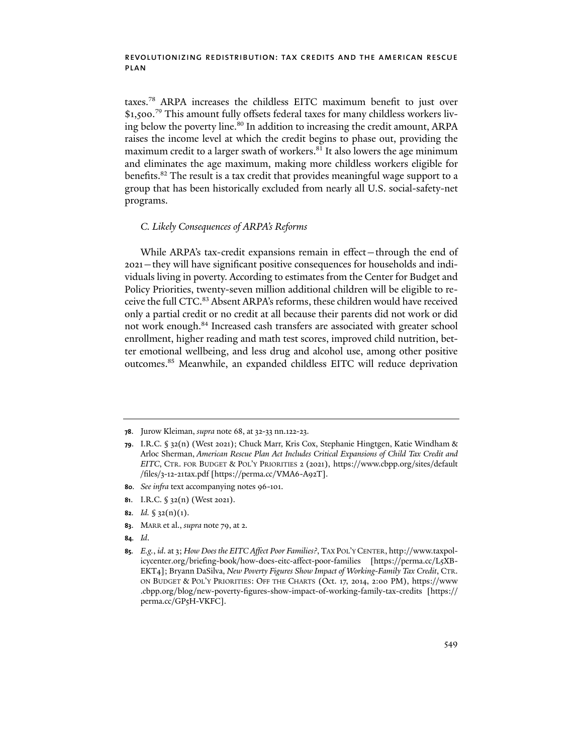taxes.[78] ARPA increases the childless EITC maximum benefit to just over $1,500.[79] This amount fully offsets federal taxes for many childless workers living below the poverty line.[80] In addition to increasing the credit amount, ARPA raises the income level at which the credit begins to phase out, providing the maximum credit to a larger swath of workers.[81] It also lowers the age minimum and eliminates the age maximum, making more childless workers eligible for benefits.[82] The result is a tax credit that provides meaningful wage support to a group that has been historically excluded from nearly all U.S. social-safety-net programs.

### *C. Likely Consequences of ARPA's Reforms*

While ARPA's tax-credit expansions remain in effect—through the end of 2021—they will have significant positive consequences for households and individuals living in poverty. According to estimates from the Center for Budget and Policy Priorities, twenty-seven million additional children will be eligible to receive the full CTC.[83] Absent ARPA's reforms, these children would have received only a partial credit or no credit at all because their parents did not work or did not work enough.[84] Increased cash transfers are associated with greater school enrollment, higher reading and math test scores, improved child nutrition, better emotional wellbeing, and less drug and alcohol use, among other positive outcomes.[85] Meanwhile, an expanded childless EITC will reduce deprivation

---

**78**. Jurow Kleiman, *supra* note 68, at 32-33 nn.122-23.

**79**. I.R.C. § 32(n) (West 2021); Chuck Marr, Kris Cox, Stephanie Hingtgen, Katie Windham & Arloc Sherman, *American Rescue Plan Act Includes Critical Expansions of Child Tax Credit and EITC*, CTR. FOR BUDGET & POL'Y PRIORITIES 2 (2021), https://www.cbpp.org/sites/default/files/3-12-21tax.pdf [https://perma.cc/VMA6-A92T].

**80**. *See infra* text accompanying notes 96-101.

**81**. I.R.C. § 32(n) (West 2021).

**82**. *Id.* § 32(n)(1).

**83**. MARR et al., *supra* note 79, at 2.

**84**. *Id.*

**85**. *E.g.*, *id.* at 3; *How Does the EITC Affect Poor Families?*, TAX POL'Y CENTER, http://www.taxpolicycenter.org/briefing-book/how-does-eitc-affect-poor-families [https://perma.cc/L5XB-EKT4]; Bryann DaSilva, *New Poverty Figures Show Impact of Working-Family Tax Credit*, CTR. ON BUDGET & POL'Y PRIORITIES: OFF THE CHARTS (Oct. 17, 2014, 2:00 PM), https://www.cbpp.org/blog/new-poverty-figures-show-impact-of-working-family-tax-credits [https://perma.cc/GP5H-VKFC].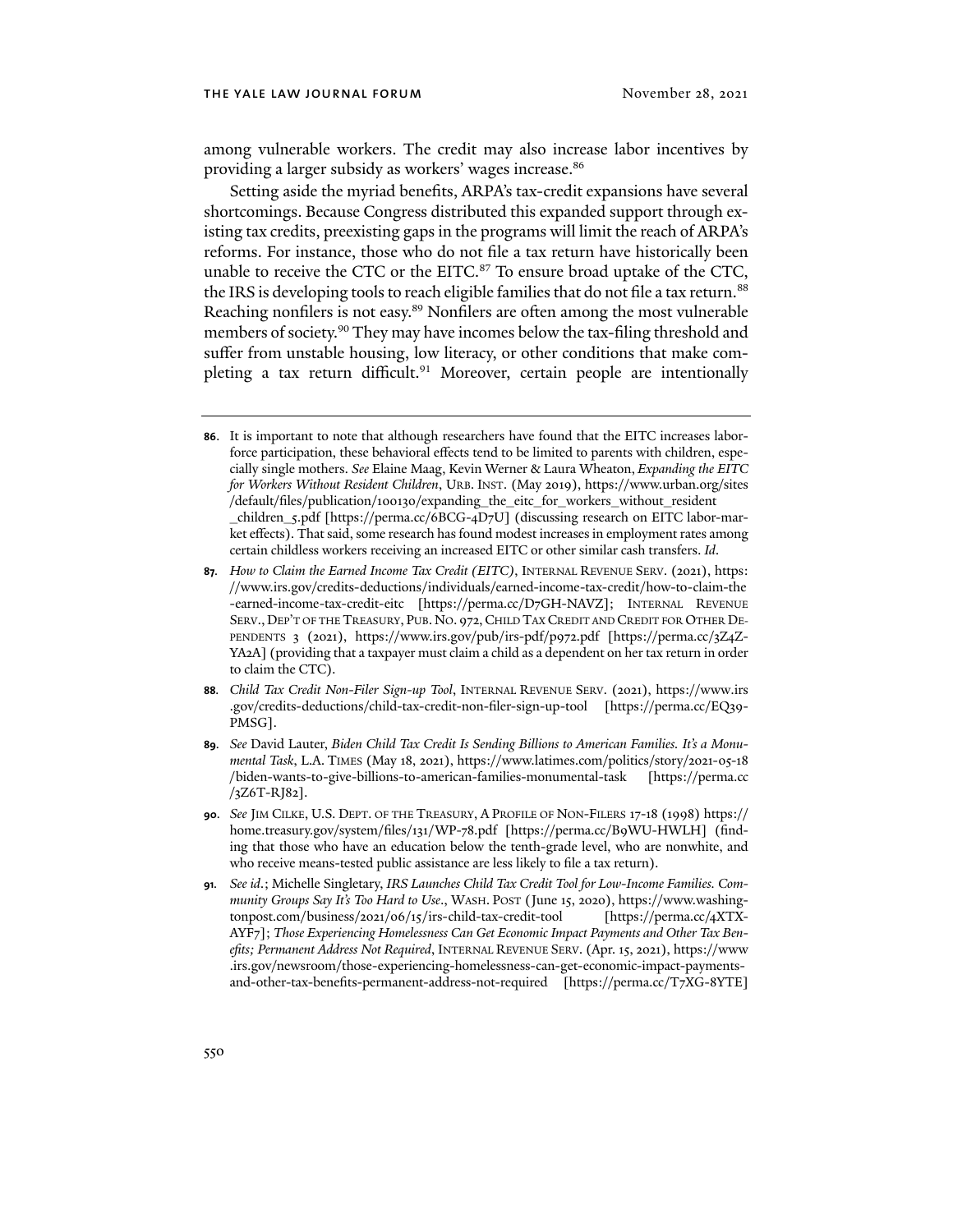among vulnerable workers. The credit may also increase labor incentives by providing a larger subsidy as workers' wages increase.[86]

Setting aside the myriad benefits, ARPA's tax-credit expansions have several shortcomings. Because Congress distributed this expanded support through existing tax credits, preexisting gaps in the programs will limit the reach of ARPA's reforms. For instance, those who do not file a tax return have historically been unable to receive the CTC or the EITC.[87] To ensure broad uptake of the CTC, the IRS is developing tools to reach eligible families that do not file a tax return.[88] Reaching nonfilers is not easy.[89] Nonfilers are often among the most vulnerable members of society.[90] They may have incomes below the tax-filing threshold and suffer from unstable housing, low literacy, or other conditions that make completing a tax return difficult.[91] Moreover, certain people are intentionally

---

**86.** It is important to note that although researchers have found that the EITC increases labor-force participation, these behavioral effects tend to be limited to parents with children, especially single mothers. *See* Elaine Maag, Kevin Werner & Laura Wheaton, *Expanding the EITC for Workers Without Resident Children*, URB. INST. (May 2019), https://www.urban.org/sites/default/files/publication/100130/expanding_the_eitc_for_workers_without_resident_children_5.pdf [https://perma.cc/6BCG-4D7U] (discussing research on EITC labor-market effects). That said, some research has found modest increases in employment rates among certain childless workers receiving an increased EITC or other similar cash transfers. *Id*.

**87.** *How to Claim the Earned Income Tax Credit (EITC)*, INTERNAL REVENUE SERV. (2021), https://www.irs.gov/credits-deductions/individuals/earned-income-tax-credit/how-to-claim-the-earned-income-tax-credit-eitc [https://perma.cc/D7GH-NAVZ]; INTERNAL REVENUE SERV., DEP'T OF THE TREASURY, PUB. NO. 972, CHILD TAX CREDIT AND CREDIT FOR OTHER DEPENDENTS 3 (2021), https://www.irs.gov/pub/irs-pdf/p972.pdf [https://perma.cc/3Z4Z-YA2A] (providing that a taxpayer must claim a child as a dependent on her tax return in order to claim the CTC).

**88.** *Child Tax Credit Non-Filer Sign-up Tool*, INTERNAL REVENUE SERV. (2021), https://www.irs.gov/credits-deductions/child-tax-credit-non-filer-sign-up-tool [https://perma.cc/EQ39-PMSG].

**89.** *See* David Lauter, *Biden Child Tax Credit Is Sending Billions to American Families. It's a Monumental Task*, L.A. TIMES (May 18, 2021), https://www.latimes.com/politics/story/2021-05-18/biden-wants-to-give-billions-to-american-families-monumental-task [https://perma.cc/3Z6T-RJ82].

**90.** *See* JIM CILKE, U.S. DEPT. OF THE TREASURY, A PROFILE OF NON-FILERS 17-18 (1998) https://home.treasury.gov/system/files/131/WP-78.pdf [https://perma.cc/B9WU-HWLH] (finding that those who have an education below the tenth-grade level, who are nonwhite, and who receive means-tested public assistance are less likely to file a tax return).

**91.** *See id.*; Michelle Singletary, *IRS Launches Child Tax Credit Tool for Low-Income Families. Community Groups Say It's Too Hard to Use.*, WASH. POST (June 15, 2020), https://www.washingtonpost.com/business/2021/06/15/irs-child-tax-credit-tool [https://perma.cc/4XTX-AYF7]; *Those Experiencing Homelessness Can Get Economic Impact Payments and Other Tax Benefits; Permanent Address Not Required*, INTERNAL REVENUE SERV. (Apr. 15, 2021), https://www.irs.gov/newsroom/those-experiencing-homelessness-can-get-economic-impact-payments-and-other-tax-benefits-permanent-address-not-required [https://perma.cc/T7XG-8YTE]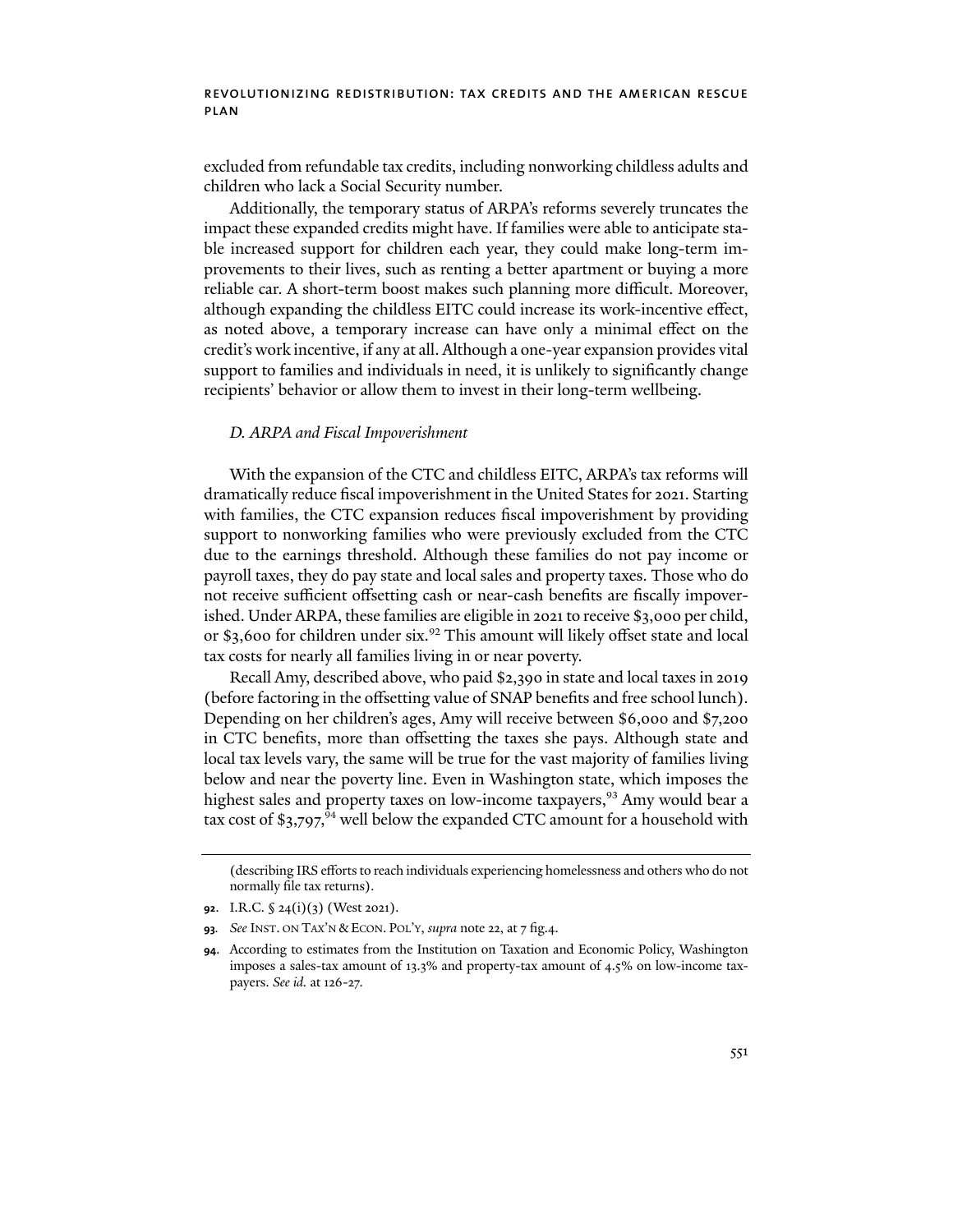excluded from refundable tax credits, including nonworking childless adults and children who lack a Social Security number.

Additionally, the temporary status of ARPA's reforms severely truncates the impact these expanded credits might have. If families were able to anticipate stable increased support for children each year, they could make long-term improvements to their lives, such as renting a better apartment or buying a more reliable car. A short-term boost makes such planning more difficult. Moreover, although expanding the childless EITC could increase its work-incentive effect, as noted above, a temporary increase can have only a minimal effect on the credit's work incentive, if any at all. Although a one-year expansion provides vital support to families and individuals in need, it is unlikely to significantly change recipients' behavior or allow them to invest in their long-term wellbeing.

### *D. ARPA and Fiscal Impoverishment*

With the expansion of the CTC and childless EITC, ARPA's tax reforms will dramatically reduce fiscal impoverishment in the United States for 2021. Starting with families, the CTC expansion reduces fiscal impoverishment by providing support to nonworking families who were previously excluded from the CTC due to the earnings threshold. Although these families do not pay income or payroll taxes, they do pay state and local sales and property taxes. Those who do not receive sufficient offsetting cash or near-cash benefits are fiscally impoverished. Under ARPA, these families are eligible in 2021 to receive $3,000 per child, or $3,600 for children under six.[92] This amount will likely offset state and local tax costs for nearly all families living in or near poverty.

Recall Amy, described above, who paid $2,390 in state and local taxes in 2019 (before factoring in the offsetting value of SNAP benefits and free school lunch). Depending on her children's ages, Amy will receive between $6,000 and $7,200 in CTC benefits, more than offsetting the taxes she pays. Although state and local tax levels vary, the same will be true for the vast majority of families living below and near the poverty line. Even in Washington state, which imposes the highest sales and property taxes on low-income taxpayers,[93] Amy would bear a tax cost of $3,797,[94] well below the expanded CTC amount for a household with

---

(describing IRS efforts to reach individuals experiencing homelessness and others who do not normally file tax returns).

92. I.R.C. § 24(i)(3) (West 2021).

93. *See* INST. ON TAX'N & ECON. POL'Y, *supra* note 22, at 7 fig.4.

94. According to estimates from the Institution on Taxation and Economic Policy, Washington imposes a sales-tax amount of 13.3% and property-tax amount of 4.5% on low-income taxpayers. *See id.* at 126-27.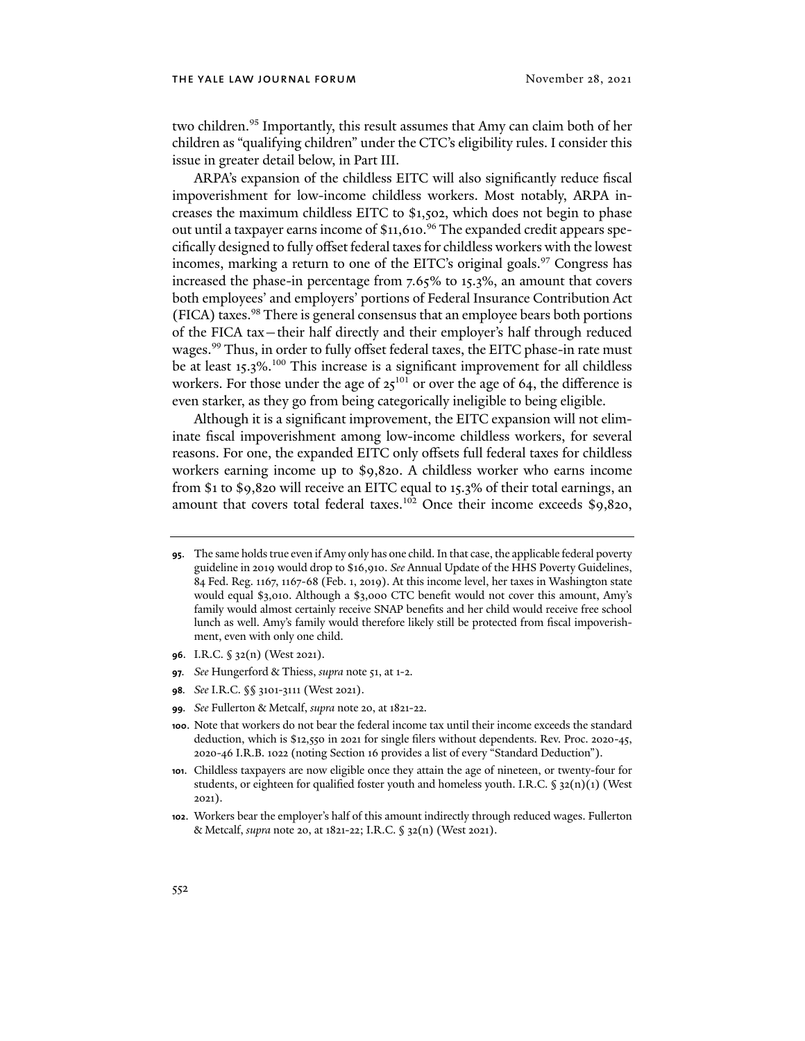two children.[95] Importantly, this result assumes that Amy can claim both of her children as "qualifying children" under the CTC's eligibility rules. I consider this issue in greater detail below, in Part III.

ARPA's expansion of the childless EITC will also significantly reduce fiscal impoverishment for low-income childless workers. Most notably, ARPA increases the maximum childless EITC to $1,502, which does not begin to phase out until a taxpayer earns income of $11,610.[96] The expanded credit appears specifically designed to fully offset federal taxes for childless workers with the lowest incomes, marking a return to one of the EITC's original goals.[97] Congress has increased the phase-in percentage from 7.65% to 15.3%, an amount that covers both employees' and employers' portions of Federal Insurance Contribution Act (FICA) taxes.[98] There is general consensus that an employee bears both portions of the FICA tax—their half directly and their employer's half through reduced wages.[99] Thus, in order to fully offset federal taxes, the EITC phase-in rate must be at least 15.3%.[100] This increase is a significant improvement for all childless workers. For those under the age of 25[101] or over the age of 64, the difference is even starker, as they go from being categorically ineligible to being eligible.

Although it is a significant improvement, the EITC expansion will not eliminate fiscal impoverishment among low-income childless workers, for several reasons. For one, the expanded EITC only offsets full federal taxes for childless workers earning income up to $9,820. A childless worker who earns income from $1 to $9,820 will receive an EITC equal to 15.3% of their total earnings, an amount that covers total federal taxes.[102] Once their income exceeds $9,820,

---

**95.** The same holds true even if Amy only has one child. In that case, the applicable federal poverty guideline in 2019 would drop to $16,910. *See* Annual Update of the HHS Poverty Guidelines, 84 Fed. Reg. 1167, 1167-68 (Feb. 1, 2019). At this income level, her taxes in Washington state would equal $3,010. Although a $3,000 CTC benefit would not cover this amount, Amy's family would almost certainly receive SNAP benefits and her child would receive free school lunch as well. Amy's family would therefore likely still be protected from fiscal impoverishment, even with only one child.

**96.** I.R.C. § 32(n) (West 2021).

**97.** *See* Hungerford & Thiess, *supra* note 51, at 1-2.

**98.** *See* I.R.C. §§ 3101-3111 (West 2021).

**99.** *See* Fullerton & Metcalf, *supra* note 20, at 1821-22.

**100.** Note that workers do not bear the federal income tax until their income exceeds the standard deduction, which is $12,550 in 2021 for single filers without dependents. Rev. Proc. 2020-45, 2020-46 I.R.B. 1022 (noting Section 16 provides a list of every "Standard Deduction").

**101.** Childless taxpayers are now eligible once they attain the age of nineteen, or twenty-four for students, or eighteen for qualified foster youth and homeless youth. I.R.C. § 32(n)(1) (West 2021).

**102.** Workers bear the employer's half of this amount indirectly through reduced wages. Fullerton & Metcalf, *supra* note 20, at 1821-22; I.R.C. § 32(n) (West 2021).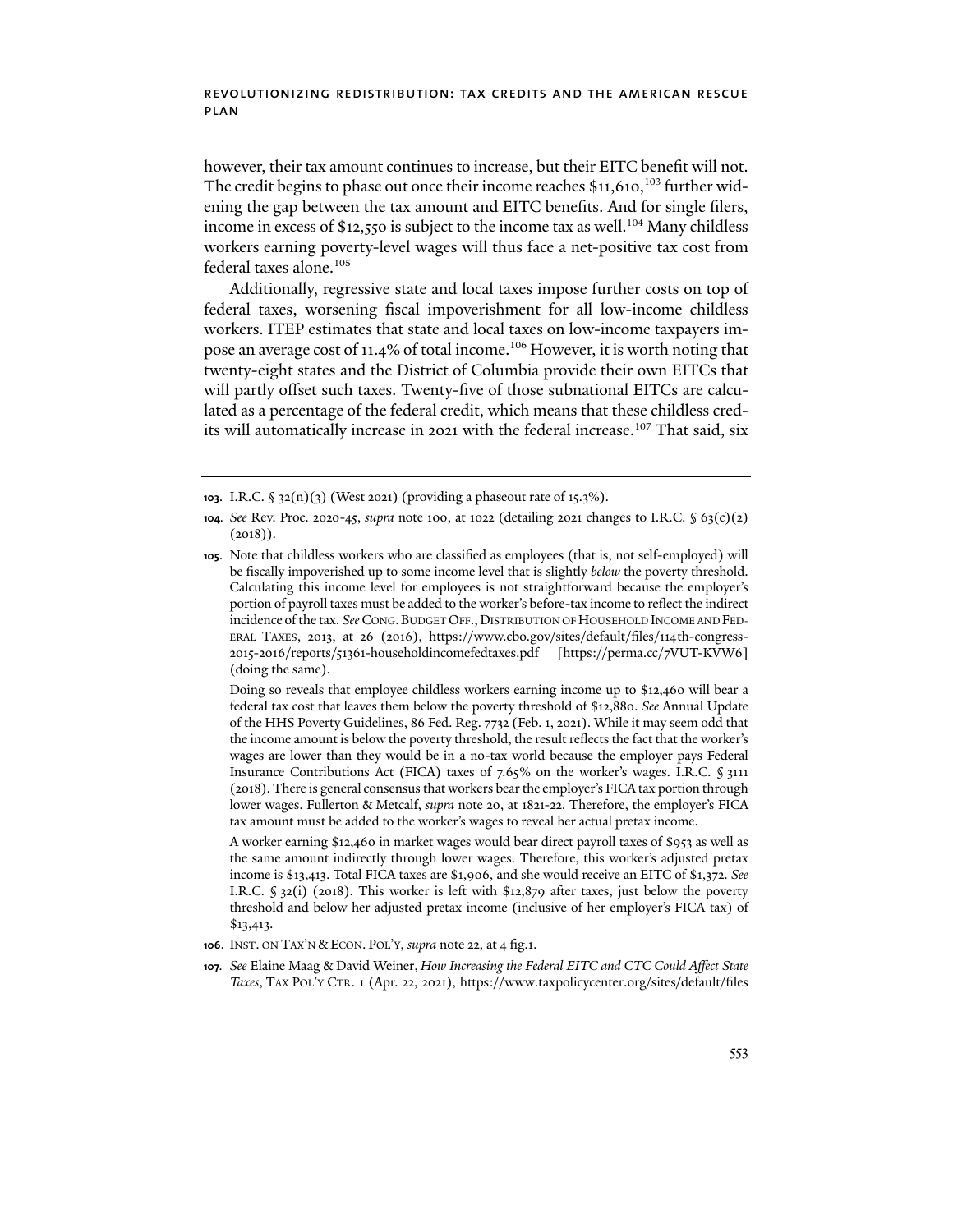however, their tax amount continues to increase, but their EITC benefit will not. The credit begins to phase out once their income reaches $11,610,[103] further widening the gap between the tax amount and EITC benefits. And for single filers, income in excess of $12,550 is subject to the income tax as well.[104] Many childless workers earning poverty-level wages will thus face a net-positive tax cost from federal taxes alone.[105]

Additionally, regressive state and local taxes impose further costs on top of federal taxes, worsening fiscal impoverishment for all low-income childless workers. ITEP estimates that state and local taxes on low-income taxpayers impose an average cost of 11.4% of total income.[106] However, it is worth noting that twenty-eight states and the District of Columbia provide their own EITCs that will partly offset such taxes. Twenty-five of those subnational EITCs are calculated as a percentage of the federal credit, which means that these childless credits will automatically increase in 2021 with the federal increase.[107] That said, six

---

**103.** I.R.C. § 32(n)(3) (West 2021) (providing a phaseout rate of 15.3%).

**104.** *See* Rev. Proc. 2020-45, *supra* note 100, at 1022 (detailing 2021 changes to I.R.C. § 63(c)(2) (2018)).

**105.** Note that childless workers who are classified as employees (that is, not self-employed) will be fiscally impoverished up to some income level that is slightly *below* the poverty threshold. Calculating this income level for employees is not straightforward because the employer's portion of payroll taxes must be added to the worker's before-tax income to reflect the indirect incidence of the tax. *See* CONG. BUDGET OFF., DISTRIBUTION OF HOUSEHOLD INCOME AND FEDERAL TAXES, 2013, at 26 (2016), https://www.cbo.gov/sites/default/files/114th-congress-2015-2016/reports/51361-householdincomefedtaxes.pdf [https://perma.cc/7VUT-KVW6] (doing the same).

Doing so reveals that employee childless workers earning income up to $12,460 will bear a federal tax cost that leaves them below the poverty threshold of $12,880. *See* Annual Update of the HHS Poverty Guidelines, 86 Fed. Reg. 7732 (Feb. 1, 2021). While it may seem odd that the income amount is below the poverty threshold, the result reflects the fact that the worker's wages are lower than they would be in a no-tax world because the employer pays Federal Insurance Contributions Act (FICA) taxes of 7.65% on the worker's wages. I.R.C. § 3111 (2018). There is general consensus that workers bear the employer's FICA tax portion through lower wages. Fullerton & Metcalf, *supra* note 20, at 1821-22. Therefore, the employer's FICA tax amount must be added to the worker's wages to reveal her actual pretax income.

A worker earning $12,460 in market wages would bear direct payroll taxes of $953 as well as the same amount indirectly through lower wages. Therefore, this worker's adjusted pretax income is $13,413. Total FICA taxes are $1,906, and she would receive an EITC of $1,372. *See* I.R.C. § 32(i) (2018). This worker is left with $12,879 after taxes, just below the poverty threshold and below her adjusted pretax income (inclusive of her employer's FICA tax) of $13,413.

**106.** INST. ON TAX'N & ECON. POL'Y, *supra* note 22, at 4 fig.1.

**107.** *See* Elaine Maag & David Weiner, *How Increasing the Federal EITC and CTC Could Affect State Taxes*, TAX POL'Y CTR. 1 (Apr. 22, 2021), https://www.taxpolicycenter.org/sites/default/files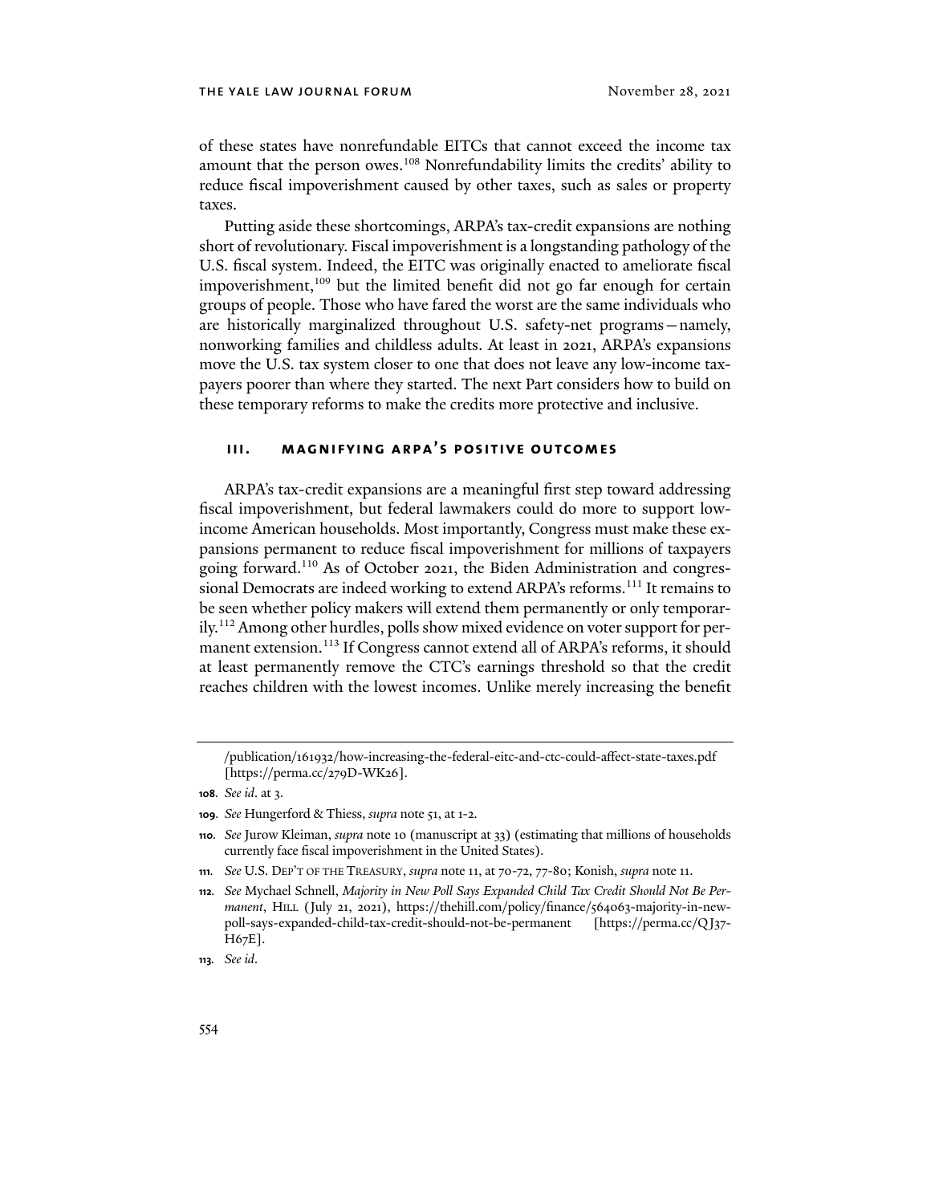of these states have nonrefundable EITCs that cannot exceed the income tax amount that the person owes.[108] Nonrefundability limits the credits' ability to reduce fiscal impoverishment caused by other taxes, such as sales or property taxes.

Putting aside these shortcomings, ARPA's tax-credit expansions are nothing short of revolutionary. Fiscal impoverishment is a longstanding pathology of the U.S. fiscal system. Indeed, the EITC was originally enacted to ameliorate fiscal impoverishment,[109] but the limited benefit did not go far enough for certain groups of people. Those who have fared the worst are the same individuals who are historically marginalized throughout U.S. safety-net programs—namely, nonworking families and childless adults. At least in 2021, ARPA's expansions move the U.S. tax system closer to one that does not leave any low-income taxpayers poorer than where they started. The next Part considers how to build on these temporary reforms to make the credits more protective and inclusive.

## III. MAGNIFYING ARPA'S POSITIVE OUTCOMES

ARPA's tax-credit expansions are a meaningful first step toward addressing fiscal impoverishment, but federal lawmakers could do more to support low-income American households. Most importantly, Congress must make these expansions permanent to reduce fiscal impoverishment for millions of taxpayers going forward.[110] As of October 2021, the Biden Administration and congressional Democrats are indeed working to extend ARPA's reforms.[111] It remains to be seen whether policy makers will extend them permanently or only temporarily.[112] Among other hurdles, polls show mixed evidence on voter support for permanent extension.[113] If Congress cannot extend all of ARPA's reforms, it should at least permanently remove the CTC's earnings threshold so that the credit reaches children with the lowest incomes. Unlike merely increasing the benefit

---

/publication/161932/how-increasing-the-federal-eitc-and-ctc-could-affect-state-taxes.pdf [https://perma.cc/279D-WK26].

108. *See id.* at 3.

109. *See* Hungerford & Thiess, *supra* note 51, at 1-2.

110. *See* Jurow Kleiman, *supra* note 10 (manuscript at 33) (estimating that millions of households currently face fiscal impoverishment in the United States).

111. *See* U.S. DEP'T OF THE TREASURY, *supra* note 11, at 70-72, 77-80; Konish, *supra* note 11.

112. *See* Mychael Schnell, *Majority in New Poll Says Expanded Child Tax Credit Should Not Be Permanent*, HILL (July 21, 2021), https://thehill.com/policy/finance/564063-majority-in-new-poll-says-expanded-child-tax-credit-should-not-be-permanent [https://perma.cc/QJ37-H67E].

113. *See id.*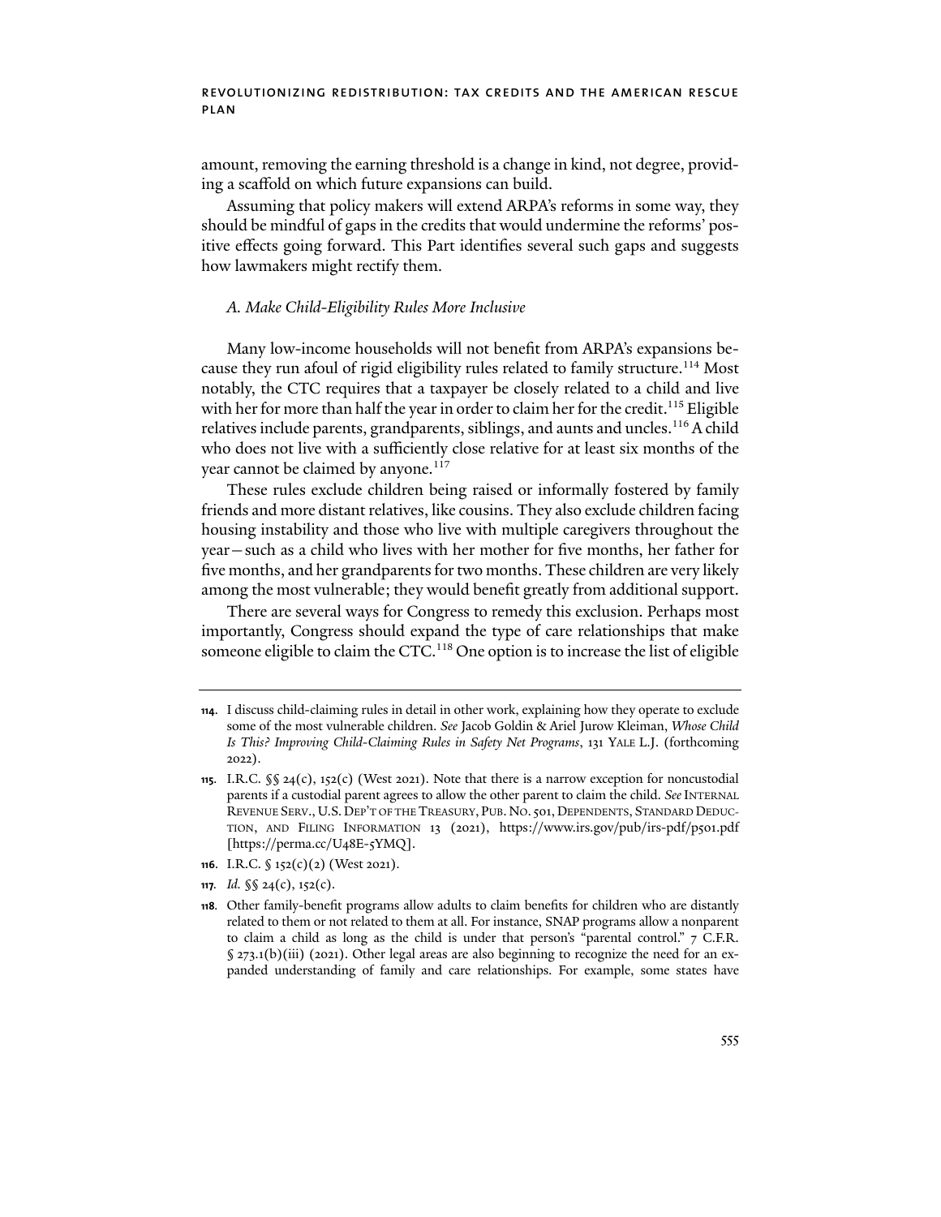amount, removing the earning threshold is a change in kind, not degree, providing a scaffold on which future expansions can build.

Assuming that policy makers will extend ARPA's reforms in some way, they should be mindful of gaps in the credits that would undermine the reforms' positive effects going forward. This Part identifies several such gaps and suggests how lawmakers might rectify them.

### *A. Make Child-Eligibility Rules More Inclusive*

Many low-income households will not benefit from ARPA's expansions because they run afoul of rigid eligibility rules related to family structure.[114] Most notably, the CTC requires that a taxpayer be closely related to a child and live with her for more than half the year in order to claim her for the credit.[115] Eligible relatives include parents, grandparents, siblings, and aunts and uncles.[116] A child who does not live with a sufficiently close relative for at least six months of the year cannot be claimed by anyone.[117]

These rules exclude children being raised or informally fostered by family friends and more distant relatives, like cousins. They also exclude children facing housing instability and those who live with multiple caregivers throughout the year—such as a child who lives with her mother for five months, her father for five months, and her grandparents for two months. These children are very likely among the most vulnerable; they would benefit greatly from additional support.

There are several ways for Congress to remedy this exclusion. Perhaps most importantly, Congress should expand the type of care relationships that make someone eligible to claim the CTC.[118] One option is to increase the list of eligible

---

**114.** I discuss child-claiming rules in detail in other work, explaining how they operate to exclude some of the most vulnerable children. *See* Jacob Goldin & Ariel Jurow Kleiman, *Whose Child Is This? Improving Child-Claiming Rules in Safety Net Programs*, 131 YALE L.J. (forthcoming 2022).

**115.** I.R.C. §§ 24(c), 152(c) (West 2021). Note that there is a narrow exception for noncustodial parents if a custodial parent agrees to allow the other parent to claim the child. *See* INTERNAL REVENUE SERV., U.S. DEP'T OF THE TREASURY, PUB. NO. 501, DEPENDENTS, STANDARD DEDUCTION, AND FILING INFORMATION 13 (2021), https://www.irs.gov/pub/irs-pdf/p501.pdf [https://perma.cc/U48E-5YMQ].

**116.** I.R.C. § 152(c)(2) (West 2021).

**117.** *Id.* §§ 24(c), 152(c).

**118.** Other family-benefit programs allow adults to claim benefits for children who are distantly related to them or not related to them at all. For instance, SNAP programs allow a nonparent to claim a child as long as the child is under that person's "parental control." 7 C.F.R. § 273.1(b)(iii) (2021). Other legal areas are also beginning to recognize the need for an expanded understanding of family and care relationships. For example, some states have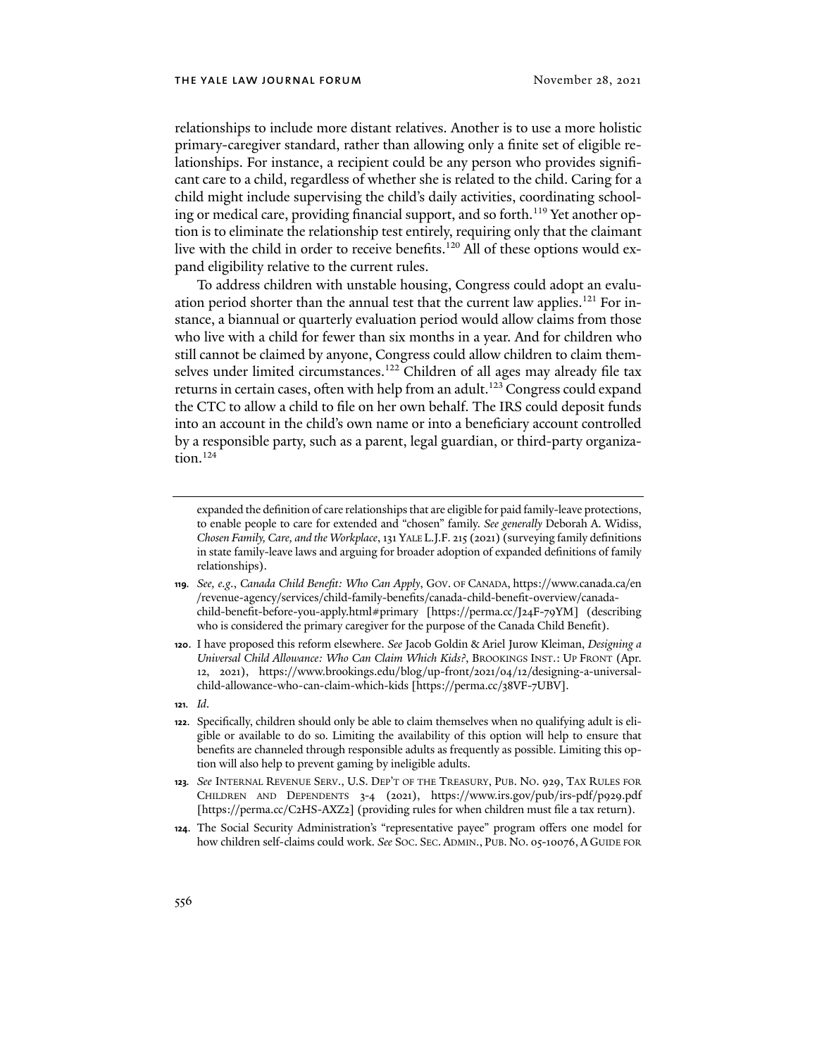relationships to include more distant relatives. Another is to use a more holistic primary-caregiver standard, rather than allowing only a finite set of eligible relationships. For instance, a recipient could be any person who provides significant care to a child, regardless of whether she is related to the child. Caring for a child might include supervising the child's daily activities, coordinating schooling or medical care, providing financial support, and so forth.[119] Yet another option is to eliminate the relationship test entirely, requiring only that the claimant live with the child in order to receive benefits.[120] All of these options would expand eligibility relative to the current rules.

To address children with unstable housing, Congress could adopt an evaluation period shorter than the annual test that the current law applies.[121] For instance, a biannual or quarterly evaluation period would allow claims from those who live with a child for fewer than six months in a year. And for children who still cannot be claimed by anyone, Congress could allow children to claim themselves under limited circumstances.[122] Children of all ages may already file tax returns in certain cases, often with help from an adult.[123] Congress could expand the CTC to allow a child to file on her own behalf. The IRS could deposit funds into an account in the child's own name or into a beneficiary account controlled by a responsible party, such as a parent, legal guardian, or third-party organization.[124]

---

expanded the definition of care relationships that are eligible for paid family-leave protections, to enable people to care for extended and "chosen" family. *See generally* Deborah A. Widiss, *Chosen Family, Care, and the Workplace*, 131 YALE L.J.F. 215 (2021) (surveying family definitions in state family-leave laws and arguing for broader adoption of expanded definitions of family relationships).

**119.** *See, e.g.*, *Canada Child Benefit: Who Can Apply*, GOV. OF CANADA, https://www.canada.ca/en/revenue-agency/services/child-family-benefits/canada-child-benefit-overview/canada-child-benefit-before-you-apply.html#primary [https://perma.cc/J24F-79YM] (describing who is considered the primary caregiver for the purpose of the Canada Child Benefit).

**120.** I have proposed this reform elsewhere. *See* Jacob Goldin & Ariel Jurow Kleiman, *Designing a Universal Child Allowance: Who Can Claim Which Kids?*, BROOKINGS INST.: UP FRONT (Apr. 12, 2021), https://www.brookings.edu/blog/up-front/2021/04/12/designing-a-universal-child-allowance-who-can-claim-which-kids [https://perma.cc/38VF-7UBV].

**121.** *Id*.

**122.** Specifically, children should only be able to claim themselves when no qualifying adult is eligible or available to do so. Limiting the availability of this option will help to ensure that benefits are channeled through responsible adults as frequently as possible. Limiting this option will also help to prevent gaming by ineligible adults.

**123.** *See* INTERNAL REVENUE SERV., U.S. DEP'T OF THE TREASURY, PUB. NO. 929, TAX RULES FOR CHILDREN AND DEPENDENTS 3-4 (2021), https://www.irs.gov/pub/irs-pdf/p929.pdf [https://perma.cc/C2HS-AXZ2] (providing rules for when children must file a tax return).

**124.** The Social Security Administration's "representative payee" program offers one model for how children self-claims could work. *See* SOC. SEC. ADMIN., PUB. NO. 05-10076, A GUIDE FOR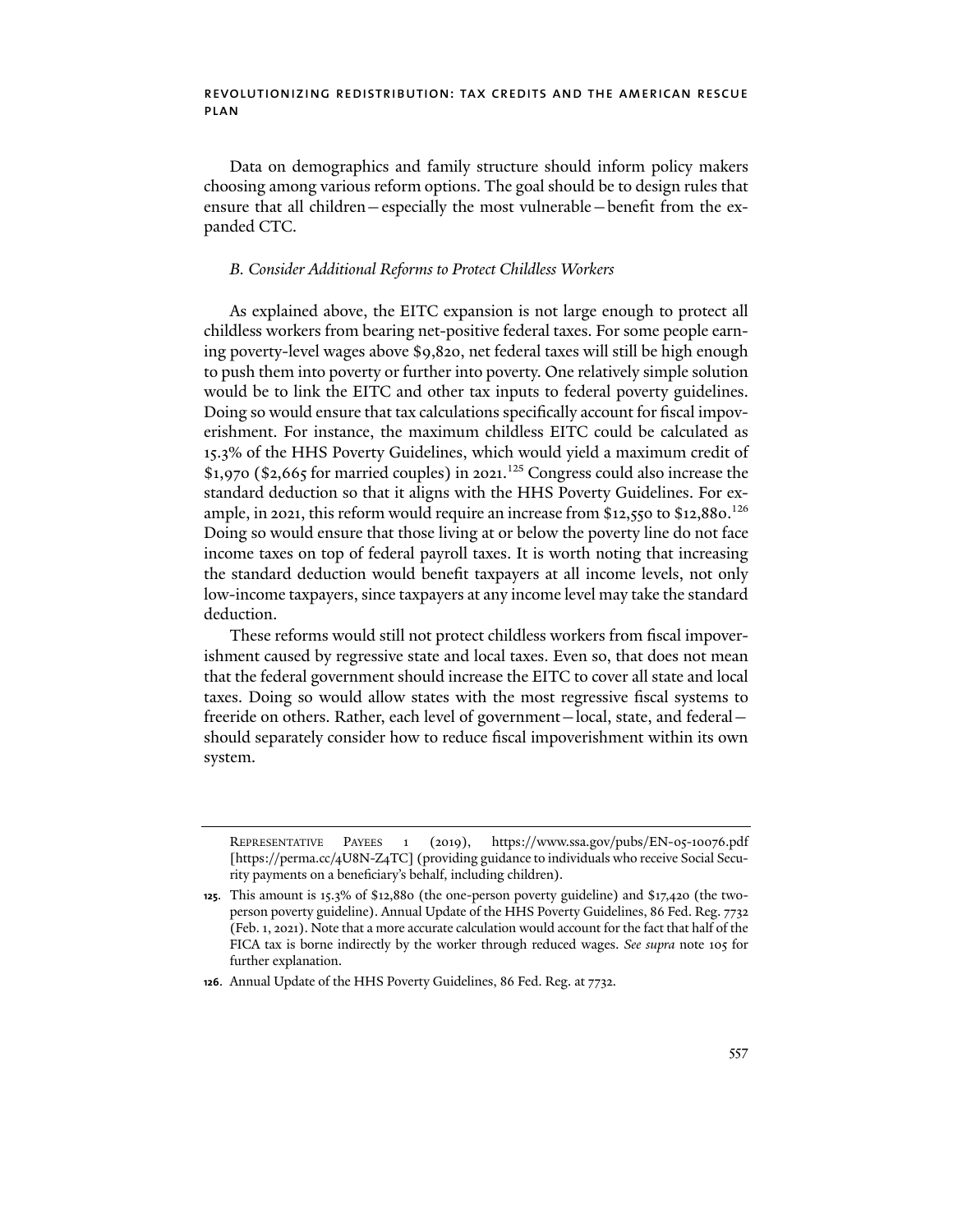Data on demographics and family structure should inform policy makers choosing among various reform options. The goal should be to design rules that ensure that all children—especially the most vulnerable—benefit from the expanded CTC.

### *B. Consider Additional Reforms to Protect Childless Workers*

As explained above, the EITC expansion is not large enough to protect all childless workers from bearing net-positive federal taxes. For some people earning poverty-level wages above $9,820, net federal taxes will still be high enough to push them into poverty or further into poverty. One relatively simple solution would be to link the EITC and other tax inputs to federal poverty guidelines. Doing so would ensure that tax calculations specifically account for fiscal impoverishment. For instance, the maximum childless EITC could be calculated as 15.3% of the HHS Poverty Guidelines, which would yield a maximum credit of $1,970 ($2,665 for married couples) in 2021.[125] Congress could also increase the standard deduction so that it aligns with the HHS Poverty Guidelines. For example, in 2021, this reform would require an increase from $12,550 to $12,880.[126] Doing so would ensure that those living at or below the poverty line do not face income taxes on top of federal payroll taxes. It is worth noting that increasing the standard deduction would benefit taxpayers at all income levels, not only low-income taxpayers, since taxpayers at any income level may take the standard deduction.

These reforms would still not protect childless workers from fiscal impoverishment caused by regressive state and local taxes. Even so, that does not mean that the federal government should increase the EITC to cover all state and local taxes. Doing so would allow states with the most regressive fiscal systems to freeride on others. Rather, each level of government—local, state, and federal—should separately consider how to reduce fiscal impoverishment within its own system.

---

Representative Payees 1 (2019), https://www.ssa.gov/pubs/EN-05-10076.pdf [https://perma.cc/4U8N-Z4TC] (providing guidance to individuals who receive Social Security payments on a beneficiary's behalf, including children).

**125.** This amount is 15.3% of $12,880 (the one-person poverty guideline) and $17,420 (the two-person poverty guideline). Annual Update of the HHS Poverty Guidelines, 86 Fed. Reg. 7732 (Feb. 1, 2021). Note that a more accurate calculation would account for the fact that half of the FICA tax is borne indirectly by the worker through reduced wages. *See supra* note 105 for further explanation.

**126.** Annual Update of the HHS Poverty Guidelines, 86 Fed. Reg. at 7732.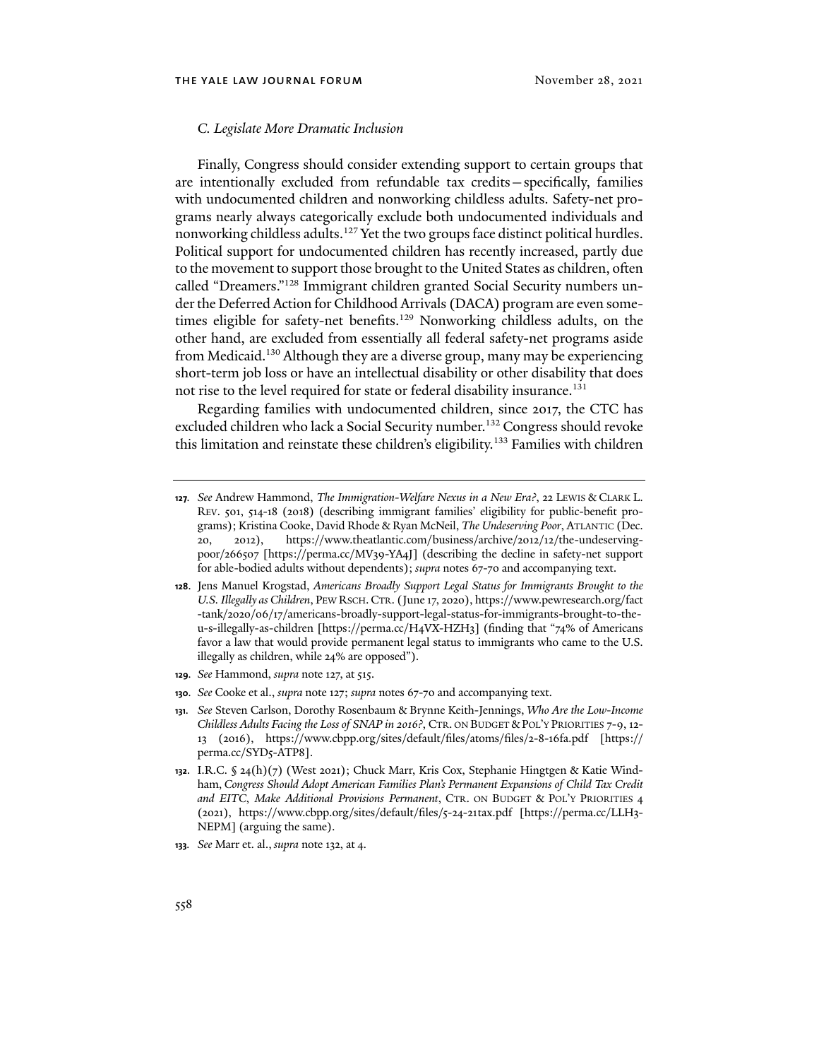### *C. Legislate More Dramatic Inclusion*

Finally, Congress should consider extending support to certain groups that are intentionally excluded from refundable tax credits—specifically, families with undocumented children and nonworking childless adults. Safety-net programs nearly always categorically exclude both undocumented individuals and nonworking childless adults.[127] Yet the two groups face distinct political hurdles. Political support for undocumented children has recently increased, partly due to the movement to support those brought to the United States as children, often called "Dreamers."[128] Immigrant children granted Social Security numbers under the Deferred Action for Childhood Arrivals (DACA) program are even sometimes eligible for safety-net benefits.[129] Nonworking childless adults, on the other hand, are excluded from essentially all federal safety-net programs aside from Medicaid.[130] Although they are a diverse group, many may be experiencing short-term job loss or have an intellectual disability or other disability that does not rise to the level required for state or federal disability insurance.[131]

Regarding families with undocumented children, since 2017, the CTC has excluded children who lack a Social Security number.[132] Congress should revoke this limitation and reinstate these children's eligibility.[133] Families with children

---

**127.** *See* Andrew Hammond, *The Immigration-Welfare Nexus in a New Era?*, 22 LEWIS & CLARK L. REV. 501, 514-18 (2018) (describing immigrant families' eligibility for public-benefit programs); Kristina Cooke, David Rhode & Ryan McNeil, *The Undeserving Poor*, ATLANTIC (Dec. 20, 2012), https://www.theatlantic.com/business/archive/2012/12/the-undeserving-poor/266507 [https://perma.cc/MV39-YA4J] (describing the decline in safety-net support for able-bodied adults without dependents); *supra* notes 67-70 and accompanying text.

**128.** Jens Manuel Krogstad, *Americans Broadly Support Legal Status for Immigrants Brought to the U.S. Illegally as Children*, PEW RSCH. CTR. (June 17, 2020), https://www.pewresearch.org/fact-tank/2020/06/17/americans-broadly-support-legal-status-for-immigrants-brought-to-the-u-s-illegally-as-children [https://perma.cc/H4VX-HZH3] (finding that "74% of Americans favor a law that would provide permanent legal status to immigrants who came to the U.S. illegally as children, while 24% are opposed").

**129.** *See* Hammond, *supra* note 127, at 515.

**130.** *See* Cooke et al., *supra* note 127; *supra* notes 67-70 and accompanying text.

**131.** *See* Steven Carlson, Dorothy Rosenbaum & Brynne Keith-Jennings, *Who Are the Low-Income Childless Adults Facing the Loss of SNAP in 2016?*, CTR. ON BUDGET & POL'Y PRIORITIES 7-9, 12-13 (2016), https://www.cbpp.org/sites/default/files/atoms/files/2-8-16fa.pdf [https://perma.cc/SYD5-ATP8].

**132.** I.R.C. § 24(h)(7) (West 2021); Chuck Marr, Kris Cox, Stephanie Hingtgen & Katie Windham, *Congress Should Adopt American Families Plan's Permanent Expansions of Child Tax Credit and EITC, Make Additional Provisions Permanent*, CTR. ON BUDGET & POL'Y PRIORITIES 4 (2021), https://www.cbpp.org/sites/default/files/5-24-21tax.pdf [https://perma.cc/LLH3-NEPM] (arguing the same).

**133.** *See* Marr et. al., *supra* note 132, at 4.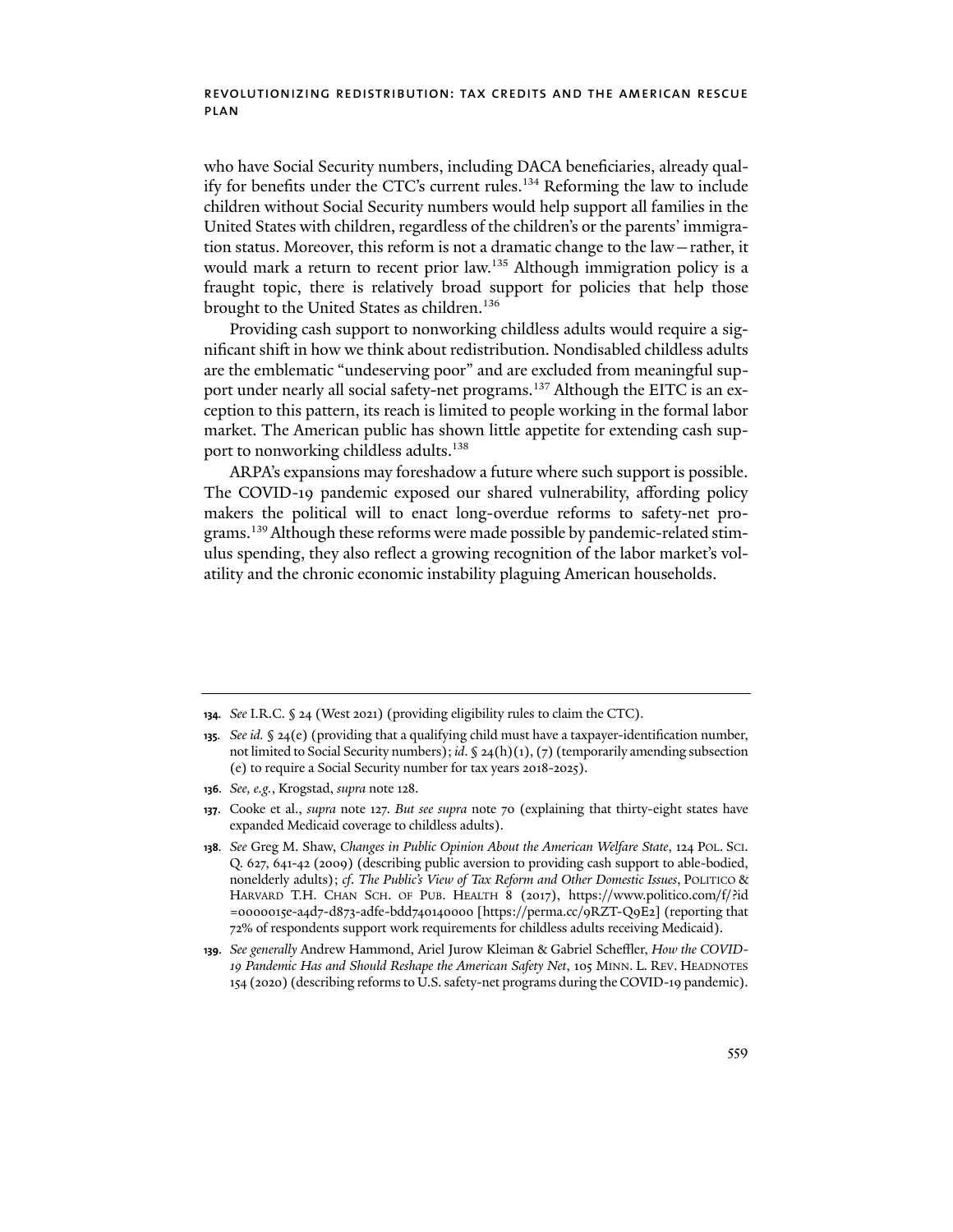who have Social Security numbers, including DACA beneficiaries, already qualify for benefits under the CTC's current rules.[134] Reforming the law to include children without Social Security numbers would help support all families in the United States with children, regardless of the children's or the parents' immigration status. Moreover, this reform is not a dramatic change to the law—rather, it would mark a return to recent prior law.[135] Although immigration policy is a fraught topic, there is relatively broad support for policies that help those brought to the United States as children.[136]

Providing cash support to nonworking childless adults would require a significant shift in how we think about redistribution. Nondisabled childless adults are the emblematic "undeserving poor" and are excluded from meaningful support under nearly all social safety-net programs.[137] Although the EITC is an exception to this pattern, its reach is limited to people working in the formal labor market. The American public has shown little appetite for extending cash support to nonworking childless adults.[138]

ARPA's expansions may foreshadow a future where such support is possible. The COVID-19 pandemic exposed our shared vulnerability, affording policy makers the political will to enact long-overdue reforms to safety-net programs.[139] Although these reforms were made possible by pandemic-related stimulus spending, they also reflect a growing recognition of the labor market's volatility and the chronic economic instability plaguing American households.

---

**134.** *See* I.R.C. § 24 (West 2021) (providing eligibility rules to claim the CTC).

**135.** *See id.* § 24(e) (providing that a qualifying child must have a taxpayer-identification number, not limited to Social Security numbers); *id.* § 24(h)(1), (7) (temporarily amending subsection (e) to require a Social Security number for tax years 2018-2025).

**136.** *See, e.g.*, Krogstad, *supra* note 128.

**137.** Cooke et al., *supra* note 127. *But see supra* note 70 (explaining that thirty-eight states have expanded Medicaid coverage to childless adults).

**138.** *See* Greg M. Shaw, *Changes in Public Opinion About the American Welfare State*, 124 POL. SCI. Q. 627, 641-42 (2009) (describing public aversion to providing cash support to able-bodied, nonelderly adults); *cf. The Public's View of Tax Reform and Other Domestic Issues*, POLITICO & HARVARD T.H. CHAN SCH. OF PUB. HEALTH 8 (2017), https://www.politico.com/f/?id=0000015e-a4d7-d873-adfe-bdd740140000 [https://perma.cc/9RZT-Q9E2] (reporting that 72% of respondents support work requirements for childless adults receiving Medicaid).

**139.** *See generally* Andrew Hammond, Ariel Jurow Kleiman & Gabriel Scheffler, *How the COVID-19 Pandemic Has and Should Reshape the American Safety Net*, 105 MINN. L. REV. HEADNOTES 154 (2020) (describing reforms to U.S. safety-net programs during the COVID-19 pandemic).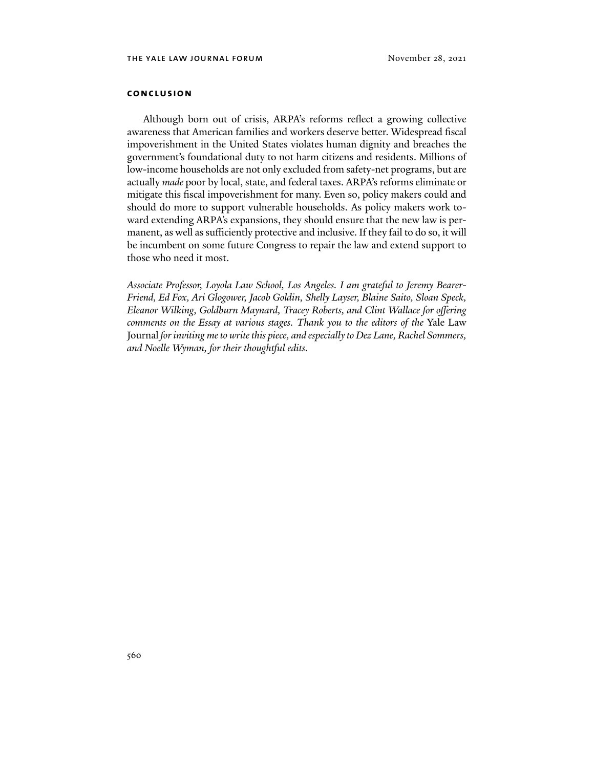## CONCLUSION

Although born out of crisis, ARPA's reforms reflect a growing collective awareness that American families and workers deserve better. Widespread fiscal impoverishment in the United States violates human dignity and breaches the government's foundational duty to not harm citizens and residents. Millions of low-income households are not only excluded from safety-net programs, but are actually *made* poor by local, state, and federal taxes. ARPA's reforms eliminate or mitigate this fiscal impoverishment for many. Even so, policy makers could and should do more to support vulnerable households. As policy makers work toward extending ARPA's expansions, they should ensure that the new law is permanent, as well as sufficiently protective and inclusive. If they fail to do so, it will be incumbent on some future Congress to repair the law and extend support to those who need it most.

*Associate Professor, Loyola Law School, Los Angeles. I am grateful to Jeremy Bearer-Friend, Ed Fox, Ari Glogower, Jacob Goldin, Shelly Layser, Blaine Saito, Sloan Speck, Eleanor Wilking, Goldburn Maynard, Tracey Roberts, and Clint Wallace for offering comments on the Essay at various stages. Thank you to the editors of the* Yale Law Journal *for inviting me to write this piece, and especially to Dez Lane, Rachel Sommers, and Noelle Wyman, for their thoughtful edits.*